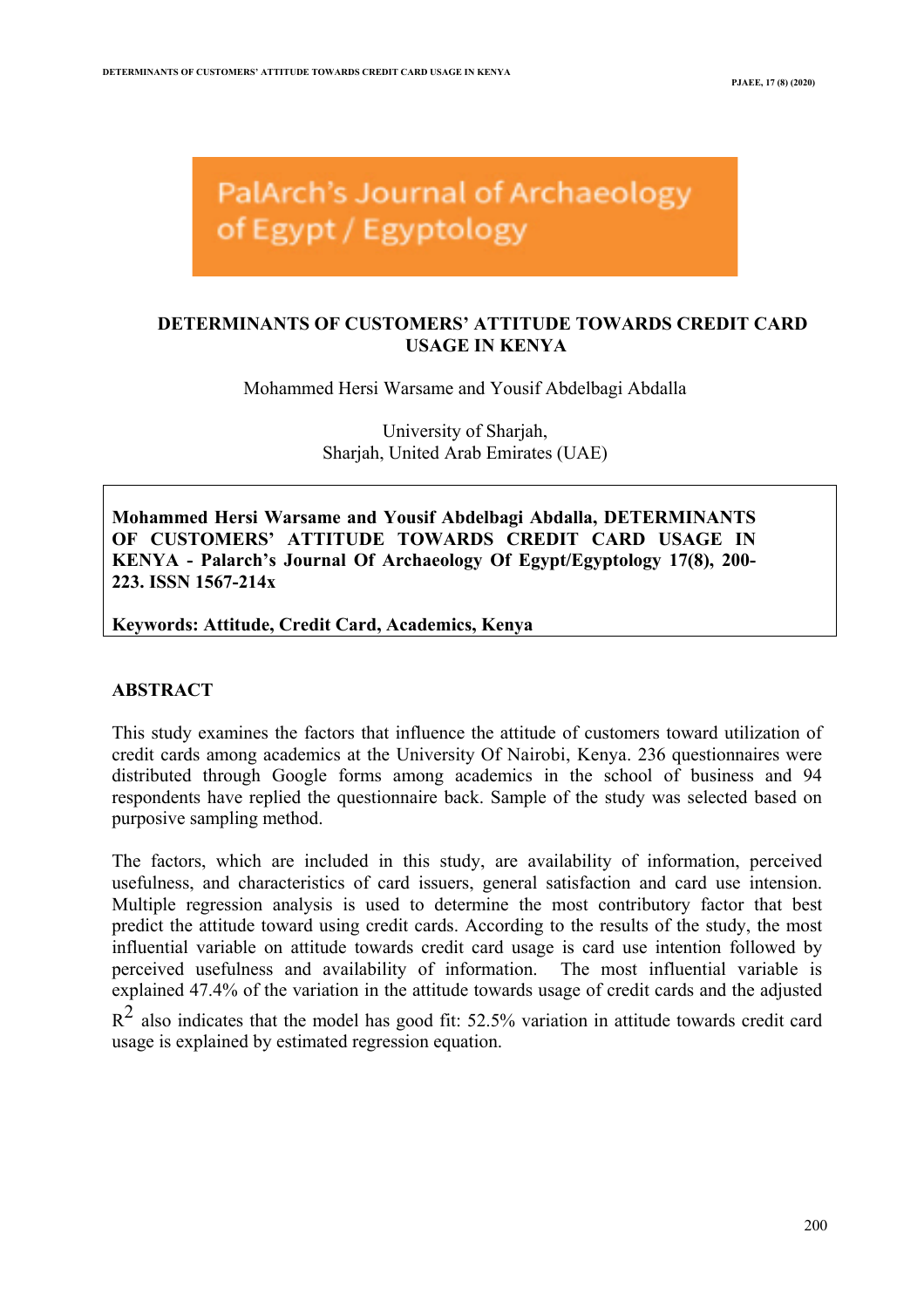PalArch's Journal of Archaeology of Egypt / Egyptology

# DETERMINANTS OF CUSTOMERS' ATTITUDE TOWARDS CREDIT CARD USAGE IN KENYA

Mohammed Hersi Warsame and Yousif Abdelbagi Abdalla

University of Sharjah,
Sharjah, United Arab Emirates (UAE)

**Mohammed Hersi Warsame and Yousif Abdelbagi Abdalla, DETERMINANTS OF CUSTOMERS' ATTITUDE TOWARDS CREDIT CARD USAGE IN KENYA - Palarch's Journal Of Archaeology Of Egypt/Egyptology 17(8), 200-223. ISSN 1567-214x**

**Keywords: Attitude, Credit Card, Academics, Kenya**

## ABSTRACT

This study examines the factors that influence the attitude of customers toward utilization of credit cards among academics at the University Of Nairobi, Kenya. 236 questionnaires were distributed through Google forms among academics in the school of business and 94 respondents have replied the questionnaire back. Sample of the study was selected based on purposive sampling method.

The factors, which are included in this study, are availability of information, perceived usefulness, and characteristics of card issuers, general satisfaction and card use intension. Multiple regression analysis is used to determine the most contributory factor that best predict the attitude toward using credit cards. According to the results of the study, the most influential variable on attitude towards credit card usage is card use intention followed by perceived usefulness and availability of information. The most influential variable is explained 47.4% of the variation in the attitude towards usage of credit cards and the adjusted $R^2$ also indicates that the model has good fit: 52.5% variation in attitude towards credit card usage is explained by estimated regression equation.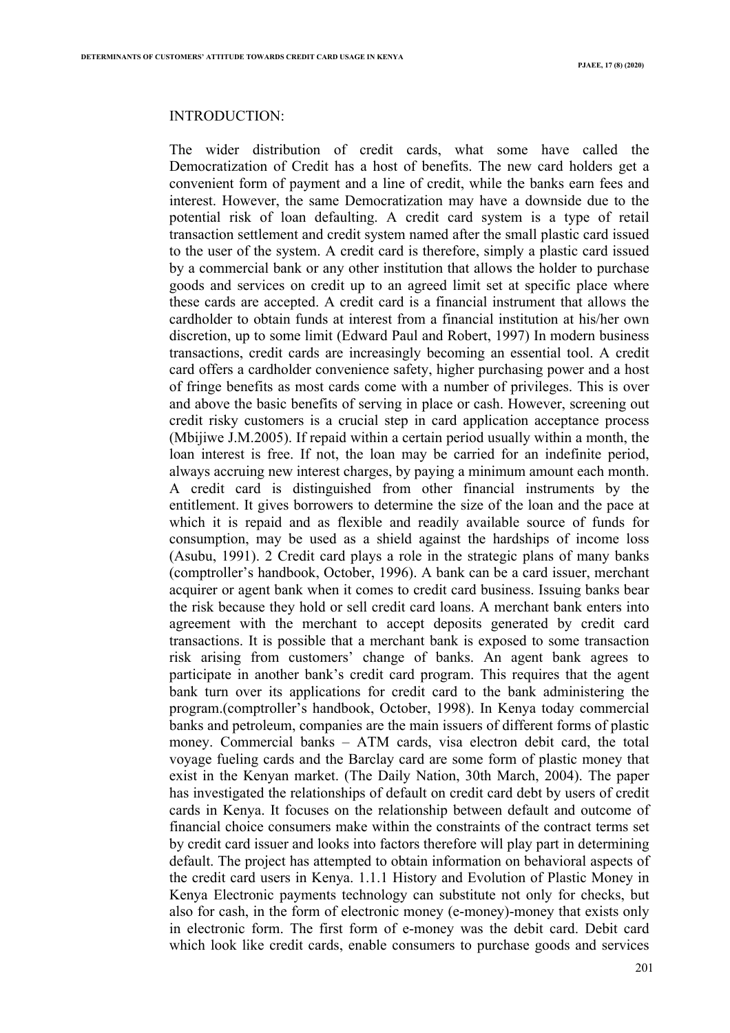## INTRODUCTION:

The wider distribution of credit cards, what some have called the Democratization of Credit has a host of benefits. The new card holders get a convenient form of payment and a line of credit, while the banks earn fees and interest. However, the same Democratization may have a downside due to the potential risk of loan defaulting. A credit card system is a type of retail transaction settlement and credit system named after the small plastic card issued to the user of the system. A credit card is therefore, simply a plastic card issued by a commercial bank or any other institution that allows the holder to purchase goods and services on credit up to an agreed limit set at specific place where these cards are accepted. A credit card is a financial instrument that allows the cardholder to obtain funds at interest from a financial institution at his/her own discretion, up to some limit (Edward Paul and Robert, 1997) In modern business transactions, credit cards are increasingly becoming an essential tool. A credit card offers a cardholder convenience safety, higher purchasing power and a host of fringe benefits as most cards come with a number of privileges. This is over and above the basic benefits of serving in place or cash. However, screening out credit risky customers is a crucial step in card application acceptance process (Mbijiwe J.M.2005). If repaid within a certain period usually within a month, the loan interest is free. If not, the loan may be carried for an indefinite period, always accruing new interest charges, by paying a minimum amount each month. A credit card is distinguished from other financial instruments by the entitlement. It gives borrowers to determine the size of the loan and the pace at which it is repaid and as flexible and readily available source of funds for consumption, may be used as a shield against the hardships of income loss (Asubu, 1991). 2 Credit card plays a role in the strategic plans of many banks (comptroller's handbook, October, 1996). A bank can be a card issuer, merchant acquirer or agent bank when it comes to credit card business. Issuing banks bear the risk because they hold or sell credit card loans. A merchant bank enters into agreement with the merchant to accept deposits generated by credit card transactions. It is possible that a merchant bank is exposed to some transaction risk arising from customers' change of banks. An agent bank agrees to participate in another bank's credit card program. This requires that the agent bank turn over its applications for credit card to the bank administering the program.(comptroller's handbook, October, 1998). In Kenya today commercial banks and petroleum, companies are the main issuers of different forms of plastic money. Commercial banks – ATM cards, visa electron debit card, the total voyage fueling cards and the Barclay card are some form of plastic money that exist in the Kenyan market. (The Daily Nation, 30th March, 2004). The paper has investigated the relationships of default on credit card debt by users of credit cards in Kenya. It focuses on the relationship between default and outcome of financial choice consumers make within the constraints of the contract terms set by credit card issuer and looks into factors therefore will play part in determining default. The project has attempted to obtain information on behavioral aspects of the credit card users in Kenya. 1.1.1 History and Evolution of Plastic Money in Kenya Electronic payments technology can substitute not only for checks, but also for cash, in the form of electronic money (e-money)-money that exists only in electronic form. The first form of e-money was the debit card. Debit card which look like credit cards, enable consumers to purchase goods and services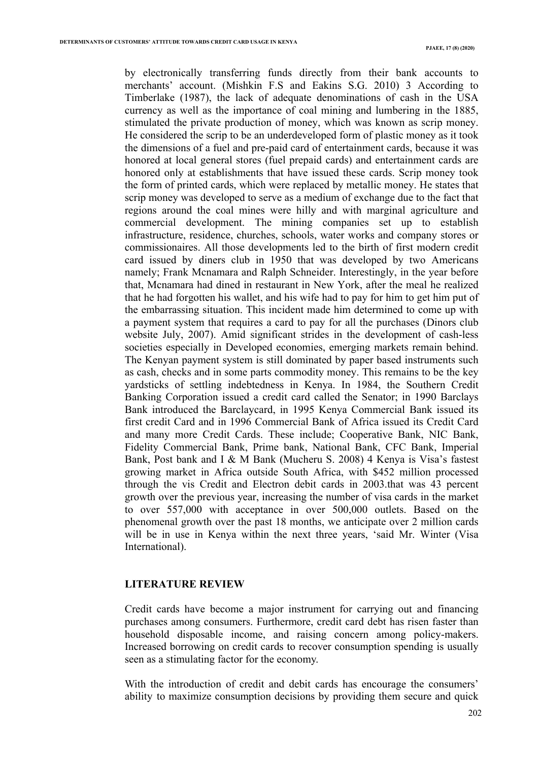by electronically transferring funds directly from their bank accounts to merchants' account. (Mishkin F.S and Eakins S.G. 2010) 3 According to Timberlake (1987), the lack of adequate denominations of cash in the USA currency as well as the importance of coal mining and lumbering in the 1885, stimulated the private production of money, which was known as scrip money. He considered the scrip to be an underdeveloped form of plastic money as it took the dimensions of a fuel and pre-paid card of entertainment cards, because it was honored at local general stores (fuel prepaid cards) and entertainment cards are honored only at establishments that have issued these cards. Scrip money took the form of printed cards, which were replaced by metallic money. He states that scrip money was developed to serve as a medium of exchange due to the fact that regions around the coal mines were hilly and with marginal agriculture and commercial development. The mining companies set up to establish infrastructure, residence, churches, schools, water works and company stores or commissionaires. All those developments led to the birth of first modern credit card issued by diners club in 1950 that was developed by two Americans namely; Frank Mcnamara and Ralph Schneider. Interestingly, in the year before that, Mcnamara had dined in restaurant in New York, after the meal he realized that he had forgotten his wallet, and his wife had to pay for him to get him put of the embarrassing situation. This incident made him determined to come up with a payment system that requires a card to pay for all the purchases (Dinors club website July, 2007). Amid significant strides in the development of cash-less societies especially in Developed economies, emerging markets remain behind. The Kenyan payment system is still dominated by paper based instruments such as cash, checks and in some parts commodity money. This remains to be the key yardsticks of settling indebtedness in Kenya. In 1984, the Southern Credit Banking Corporation issued a credit card called the Senator; in 1990 Barclays Bank introduced the Barclaycard, in 1995 Kenya Commercial Bank issued its first credit Card and in 1996 Commercial Bank of Africa issued its Credit Card and many more Credit Cards. These include; Cooperative Bank, NIC Bank, Fidelity Commercial Bank, Prime bank, National Bank, CFC Bank, Imperial Bank, Post bank and I & M Bank (Mucheru S. 2008) 4 Kenya is Visa's fastest growing market in Africa outside South Africa, with $452 million processed through the vis Credit and Electron debit cards in 2003.that was 43 percent growth over the previous year, increasing the number of visa cards in the market to over 557,000 with acceptance in over 500,000 outlets. Based on the phenomenal growth over the past 18 months, we anticipate over 2 million cards will be in use in Kenya within the next three years, 'said Mr. Winter (Visa International).

## LITERATURE REVIEW

Credit cards have become a major instrument for carrying out and financing purchases among consumers. Furthermore, credit card debt has risen faster than household disposable income, and raising concern among policy-makers. Increased borrowing on credit cards to recover consumption spending is usually seen as a stimulating factor for the economy.

With the introduction of credit and debit cards has encourage the consumers' ability to maximize consumption decisions by providing them secure and quick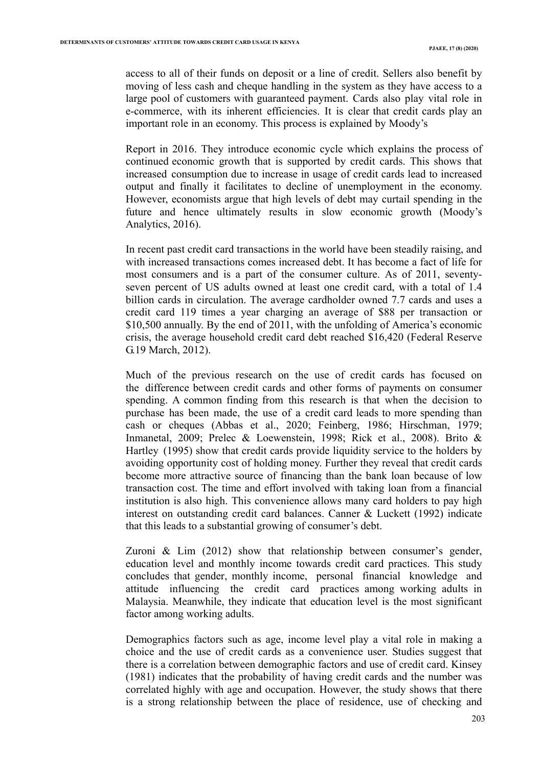access to all of their funds on deposit or a line of credit. Sellers also benefit by moving of less cash and cheque handling in the system as they have access to a large pool of customers with guaranteed payment. Cards also play vital role in e-commerce, with its inherent efficiencies. It is clear that credit cards play an important role in an economy. This process is explained by Moody's

Report in 2016. They introduce economic cycle which explains the process of continued economic growth that is supported by credit cards. This shows that increased consumption due to increase in usage of credit cards lead to increased output and finally it facilitates to decline of unemployment in the economy. However, economists argue that high levels of debt may curtail spending in the future and hence ultimately results in slow economic growth (Moody's Analytics, 2016).

In recent past credit card transactions in the world have been steadily raising, and with increased transactions comes increased debt. It has become a fact of life for most consumers and is a part of the consumer culture. As of 2011, seventy-seven percent of US adults owned at least one credit card, with a total of 1.4 billion cards in circulation. The average cardholder owned 7.7 cards and uses a credit card 119 times a year charging an average of $88 per transaction or $10,500 annually. By the end of 2011, with the unfolding of America's economic crisis, the average household credit card debt reached $16,420 (Federal Reserve G.19 March, 2012).

Much of the previous research on the use of credit cards has focused on the difference between credit cards and other forms of payments on consumer spending. A common finding from this research is that when the decision to purchase has been made, the use of a credit card leads to more spending than cash or cheques (Abbas et al., 2020; Feinberg, 1986; Hirschman, 1979; Inmanetal, 2009; Prelec & Loewenstein, 1998; Rick et al., 2008). Brito & Hartley (1995) show that credit cards provide liquidity service to the holders by avoiding opportunity cost of holding money. Further they reveal that credit cards become more attractive source of financing than the bank loan because of low transaction cost. The time and effort involved with taking loan from a financial institution is also high. This convenience allows many card holders to pay high interest on outstanding credit card balances. Canner & Luckett (1992) indicate that this leads to a substantial growing of consumer's debt.

Zuroni & Lim (2012) show that relationship between consumer's gender, education level and monthly income towards credit card practices. This study concludes that gender, monthly income, personal financial knowledge and attitude influencing the credit card practices among working adults in Malaysia. Meanwhile, they indicate that education level is the most significant factor among working adults.

Demographics factors such as age, income level play a vital role in making a choice and the use of credit cards as a convenience user. Studies suggest that there is a correlation between demographic factors and use of credit card. Kinsey (1981) indicates that the probability of having credit cards and the number was correlated highly with age and occupation. However, the study shows that there is a strong relationship between the place of residence, use of checking and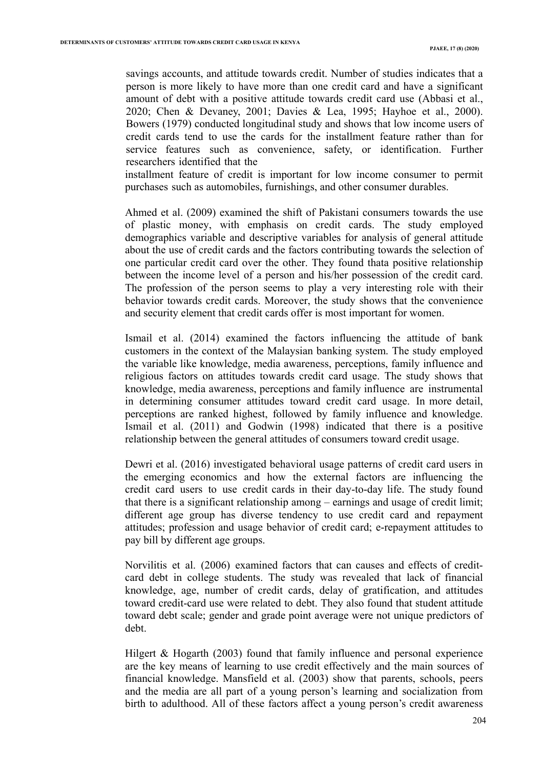savings accounts, and attitude towards credit. Number of studies indicates that a person is more likely to have more than one credit card and have a significant amount of debt with a positive attitude towards credit card use (Abbasi et al., 2020; Chen & Devaney, 2001; Davies & Lea, 1995; Hayhoe et al., 2000). Bowers (1979) conducted longitudinal study and shows that low income users of credit cards tend to use the cards for the installment feature rather than for service features such as convenience, safety, or identification. Further researchers identified that the installment feature of credit is important for low income consumer to permit purchases such as automobiles, furnishings, and other consumer durables.

Ahmed et al. (2009) examined the shift of Pakistani consumers towards the use of plastic money, with emphasis on credit cards. The study employed demographics variable and descriptive variables for analysis of general attitude about the use of credit cards and the factors contributing towards the selection of one particular credit card over the other. They found thata positive relationship between the income level of a person and his/her possession of the credit card. The profession of the person seems to play a very interesting role with their behavior towards credit cards. Moreover, the study shows that the convenience and security element that credit cards offer is most important for women.

Ismail et al. (2014) examined the factors influencing the attitude of bank customers in the context of the Malaysian banking system. The study employed the variable like knowledge, media awareness, perceptions, family influence and religious factors on attitudes towards credit card usage. The study shows that knowledge, media awareness, perceptions and family influence are instrumental in determining consumer attitudes toward credit card usage. In more detail, perceptions are ranked highest, followed by family influence and knowledge. Ismail et al. (2011) and Godwin (1998) indicated that there is a positive relationship between the general attitudes of consumers toward credit usage.

Dewri et al. (2016) investigated behavioral usage patterns of credit card users in the emerging economics and how the external factors are influencing the credit card users to use credit cards in their day-to-day life. The study found that there is a significant relationship among – earnings and usage of credit limit; different age group has diverse tendency to use credit card and repayment attitudes; profession and usage behavior of credit card; e-repayment attitudes to pay bill by different age groups.

Norvilitis et al. (2006) examined factors that can causes and effects of credit-card debt in college students. The study was revealed that lack of financial knowledge, age, number of credit cards, delay of gratification, and attitudes toward credit-card use were related to debt. They also found that student attitude toward debt scale; gender and grade point average were not unique predictors of debt.

Hilgert & Hogarth (2003) found that family influence and personal experience are the key means of learning to use credit effectively and the main sources of financial knowledge. Mansfield et al. (2003) show that parents, schools, peers and the media are all part of a young person's learning and socialization from birth to adulthood. All of these factors affect a young person's credit awareness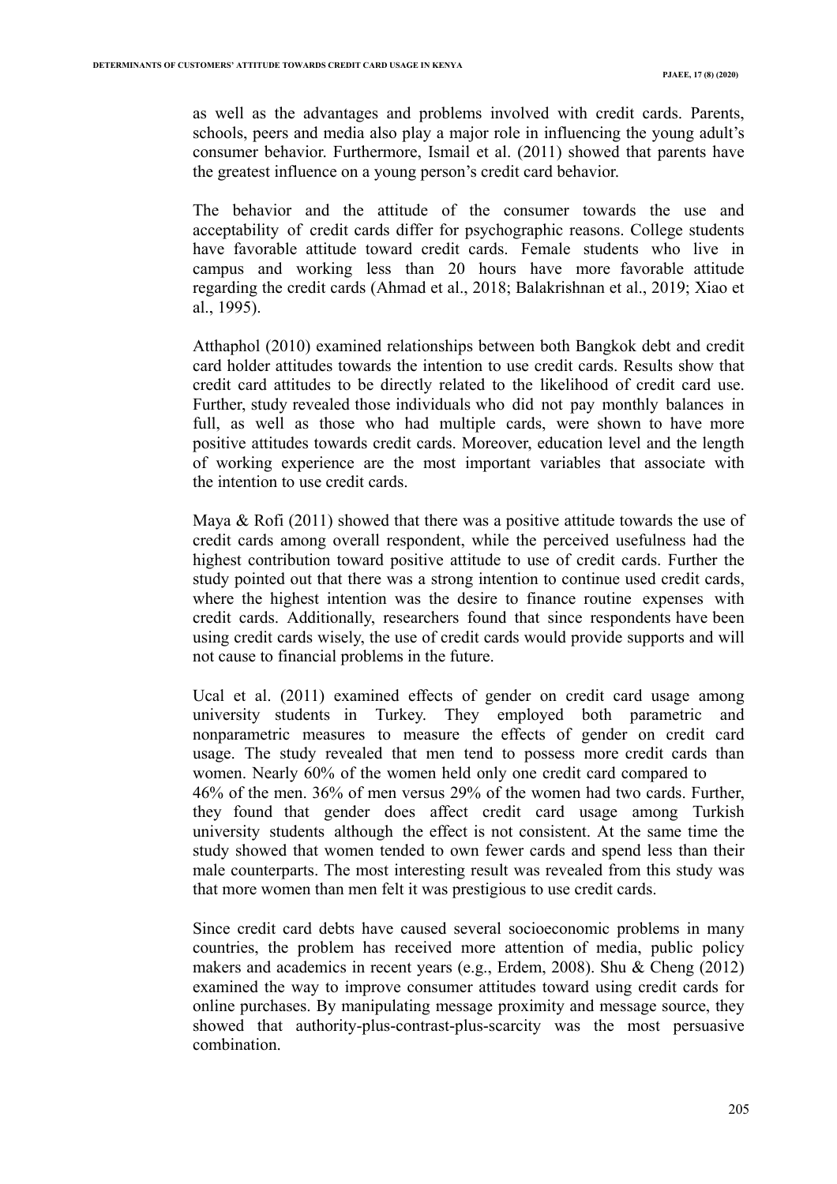as well as the advantages and problems involved with credit cards. Parents, schools, peers and media also play a major role in influencing the young adult's consumer behavior. Furthermore, Ismail et al. (2011) showed that parents have the greatest influence on a young person's credit card behavior.

The behavior and the attitude of the consumer towards the use and acceptability of credit cards differ for psychographic reasons. College students have favorable attitude toward credit cards. Female students who live in campus and working less than 20 hours have more favorable attitude regarding the credit cards (Ahmad et al., 2018; Balakrishnan et al., 2019; Xiao et al., 1995).

Atthaphol (2010) examined relationships between both Bangkok debt and credit card holder attitudes towards the intention to use credit cards. Results show that credit card attitudes to be directly related to the likelihood of credit card use. Further, study revealed those individuals who did not pay monthly balances in full, as well as those who had multiple cards, were shown to have more positive attitudes towards credit cards. Moreover, education level and the length of working experience are the most important variables that associate with the intention to use credit cards.

Maya & Rofi (2011) showed that there was a positive attitude towards the use of credit cards among overall respondent, while the perceived usefulness had the highest contribution toward positive attitude to use of credit cards. Further the study pointed out that there was a strong intention to continue used credit cards, where the highest intention was the desire to finance routine expenses with credit cards. Additionally, researchers found that since respondents have been using credit cards wisely, the use of credit cards would provide supports and will not cause to financial problems in the future.

Ucal et al. (2011) examined effects of gender on credit card usage among university students in Turkey. They employed both parametric and nonparametric measures to measure the effects of gender on credit card usage. The study revealed that men tend to possess more credit cards than women. Nearly 60% of the women held only one credit card compared to 46% of the men. 36% of men versus 29% of the women had two cards. Further, they found that gender does affect credit card usage among Turkish university students although the effect is not consistent. At the same time the study showed that women tended to own fewer cards and spend less than their male counterparts. The most interesting result was revealed from this study was that more women than men felt it was prestigious to use credit cards.

Since credit card debts have caused several socioeconomic problems in many countries, the problem has received more attention of media, public policy makers and academics in recent years (e.g., Erdem, 2008). Shu & Cheng (2012) examined the way to improve consumer attitudes toward using credit cards for online purchases. By manipulating message proximity and message source, they showed that authority-plus-contrast-plus-scarcity was the most persuasive combination.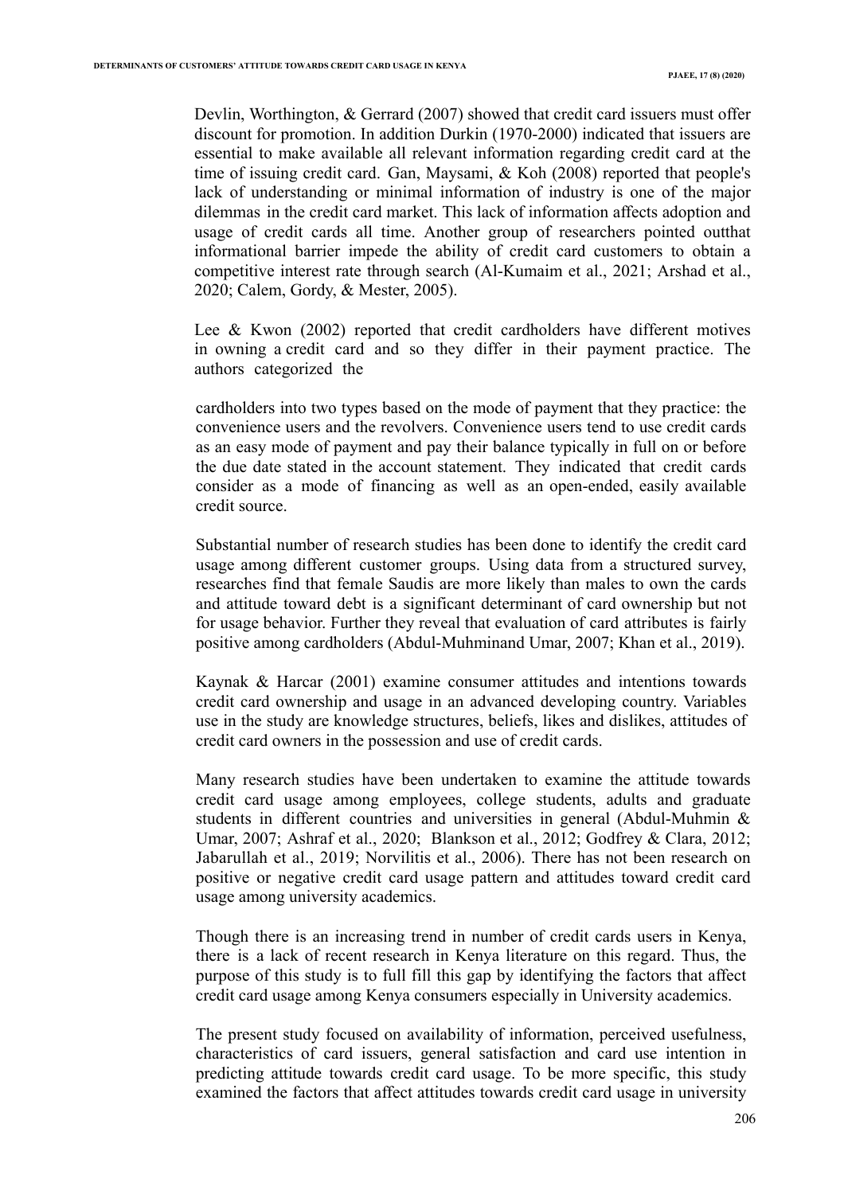Devlin, Worthington, & Gerrard (2007) showed that credit card issuers must offer discount for promotion. In addition Durkin (1970-2000) indicated that issuers are essential to make available all relevant information regarding credit card at the time of issuing credit card. Gan, Maysami, & Koh (2008) reported that people's lack of understanding or minimal information of industry is one of the major dilemmas in the credit card market. This lack of information affects adoption and usage of credit cards all time. Another group of researchers pointed outthat informational barrier impede the ability of credit card customers to obtain a competitive interest rate through search (Al-Kumaim et al., 2021; Arshad et al., 2020; Calem, Gordy, & Mester, 2005).

Lee & Kwon (2002) reported that credit cardholders have different motives in owning a credit card and so they differ in their payment practice. The authors categorized the cardholders into two types based on the mode of payment that they practice: the convenience users and the revolvers. Convenience users tend to use credit cards as an easy mode of payment and pay their balance typically in full on or before the due date stated in the account statement. They indicated that credit cards consider as a mode of financing as well as an open-ended, easily available credit source.

Substantial number of research studies has been done to identify the credit card usage among different customer groups. Using data from a structured survey, researches find that female Saudis are more likely than males to own the cards and attitude toward debt is a significant determinant of card ownership but not for usage behavior. Further they reveal that evaluation of card attributes is fairly positive among cardholders (Abdul-Muhminand Umar, 2007; Khan et al., 2019).

Kaynak & Harcar (2001) examine consumer attitudes and intentions towards credit card ownership and usage in an advanced developing country. Variables use in the study are knowledge structures, beliefs, likes and dislikes, attitudes of credit card owners in the possession and use of credit cards.

Many research studies have been undertaken to examine the attitude towards credit card usage among employees, college students, adults and graduate students in different countries and universities in general (Abdul-Muhmin & Umar, 2007; Ashraf et al., 2020; Blankson et al., 2012; Godfrey & Clara, 2012; Jabarullah et al., 2019; Norvilitis et al., 2006). There has not been research on positive or negative credit card usage pattern and attitudes toward credit card usage among university academics.

Though there is an increasing trend in number of credit cards users in Kenya, there is a lack of recent research in Kenya literature on this regard. Thus, the purpose of this study is to full fill this gap by identifying the factors that affect credit card usage among Kenya consumers especially in University academics.

The present study focused on availability of information, perceived usefulness, characteristics of card issuers, general satisfaction and card use intention in predicting attitude towards credit card usage. To be more specific, this study examined the factors that affect attitudes towards credit card usage in university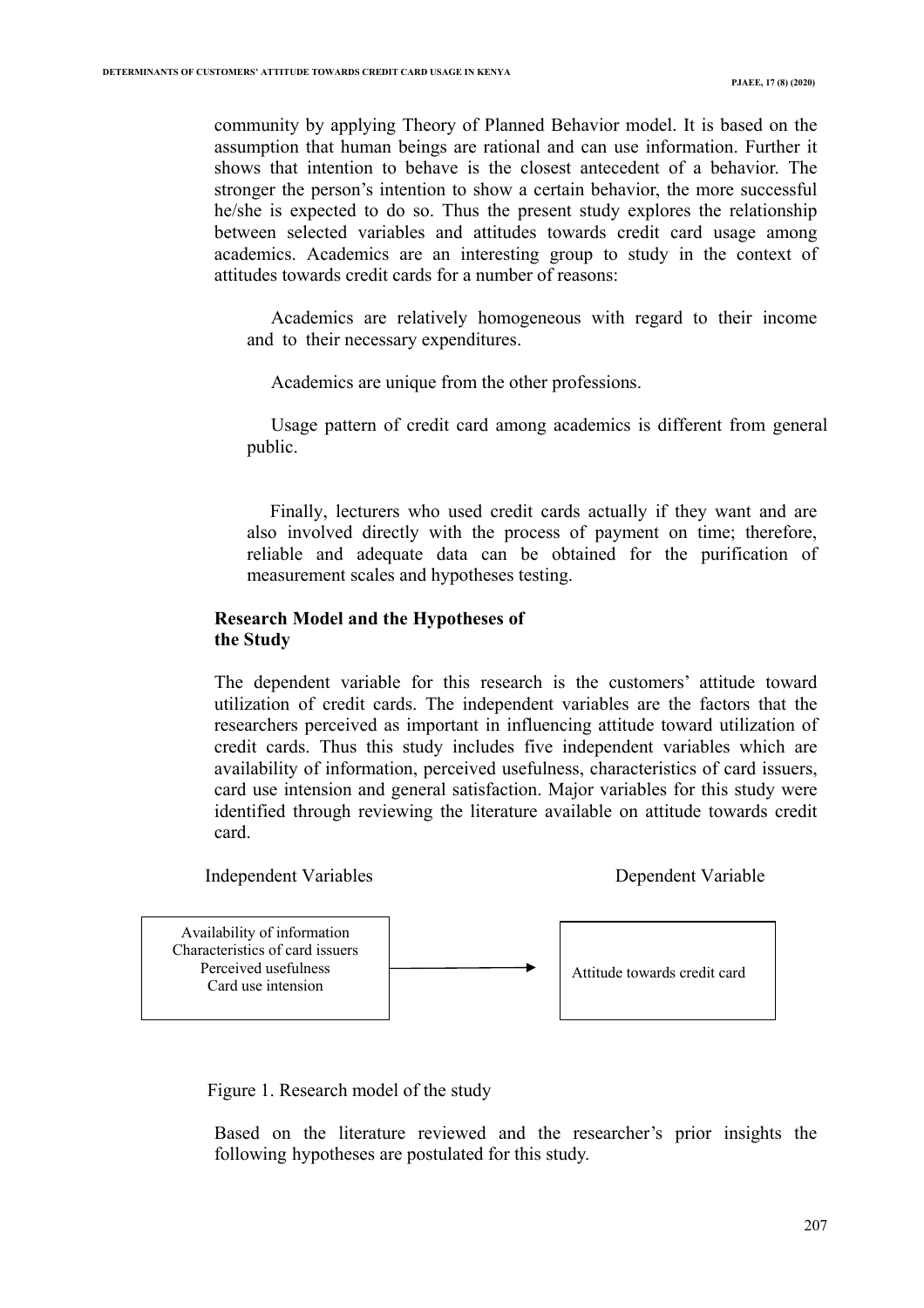community by applying Theory of Planned Behavior model. It is based on the assumption that human beings are rational and can use information. Further it shows that intention to behave is the closest antecedent of a behavior. The stronger the person's intention to show a certain behavior, the more successful he/she is expected to do so. Thus the present study explores the relationship between selected variables and attitudes towards credit card usage among academics. Academics are an interesting group to study in the context of attitudes towards credit cards for a number of reasons:

Academics are relatively homogeneous with regard to their income and to their necessary expenditures.

Academics are unique from the other professions.

Usage pattern of credit card among academics is different from general public.

Finally, lecturers who used credit cards actually if they want and are also involved directly with the process of payment on time; therefore, reliable and adequate data can be obtained for the purification of measurement scales and hypotheses testing.

## Research Model and the Hypotheses of the Study

The dependent variable for this research is the customers' attitude toward utilization of credit cards. The independent variables are the factors that the researchers perceived as important in influencing attitude toward utilization of credit cards. Thus this study includes five independent variables which are availability of information, perceived usefulness, characteristics of card issuers, card use intension and general satisfaction. Major variables for this study were identified through reviewing the literature available on attitude towards credit card.

| Independent Variables | | Dependent Variable |
|---|---|---|
| Availability of information<br>Characteristics of card issuers<br>Perceived usefulness<br>Card use intension | → | Attitude towards credit card |

Figure 1. Research model of the study

Based on the literature reviewed and the researcher's prior insights the following hypotheses are postulated for this study.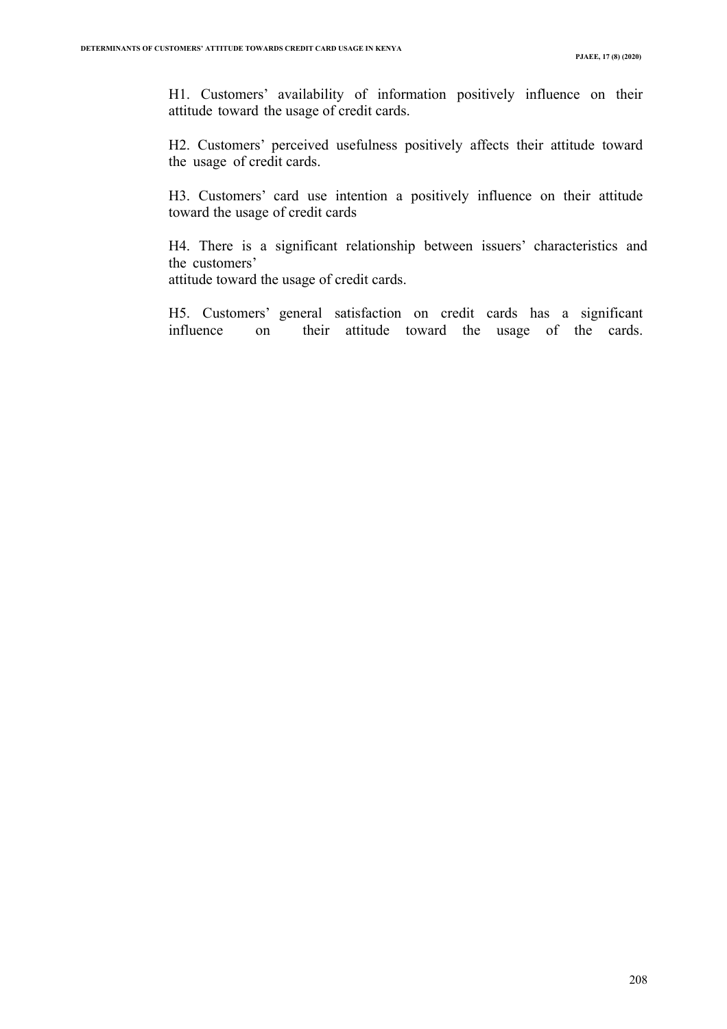H1. Customers' availability of information positively influence on their attitude toward the usage of credit cards.

H2. Customers' perceived usefulness positively affects their attitude toward the usage of credit cards.

H3. Customers' card use intention a positively influence on their attitude toward the usage of credit cards

H4. There is a significant relationship between issuers' characteristics and the customers' attitude toward the usage of credit cards.

H5. Customers' general satisfaction on credit cards has a significant influence on their attitude toward the usage of the cards.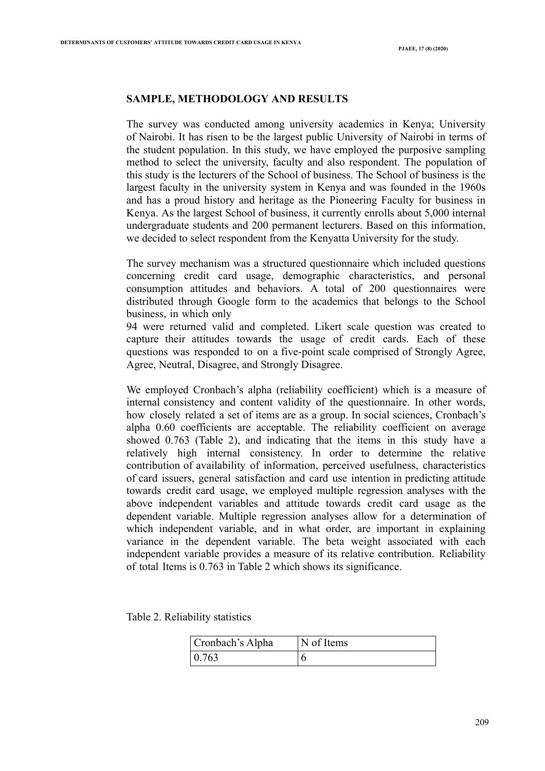## SAMPLE, METHODOLOGY AND RESULTS

The survey was conducted among university academics in Kenya; University of Nairobi. It has risen to be the largest public University of Nairobi in terms of the student population. In this study, we have employed the purposive sampling method to select the university, faculty and also respondent. The population of this study is the lecturers of the School of business. The School of business is the largest faculty in the university system in Kenya and was founded in the 1960s and has a proud history and heritage as the Pioneering Faculty for business in Kenya. As the largest School of business, it currently enrolls about 5,000 internal undergraduate students and 200 permanent lecturers. Based on this information, we decided to select respondent from the Kenyatta University for the study.

The survey mechanism was a structured questionnaire which included questions concerning credit card usage, demographic characteristics, and personal consumption attitudes and behaviors. A total of 200 questionnaires were distributed through Google form to the academics that belongs to the School business, in which only 94 were returned valid and completed. Likert scale question was created to capture their attitudes towards the usage of credit cards. Each of these questions was responded to on a five-point scale comprised of Strongly Agree, Agree, Neutral, Disagree, and Strongly Disagree.

We employed Cronbach's alpha (reliability coefficient) which is a measure of internal consistency and content validity of the questionnaire. In other words, how closely related a set of items are as a group. In social sciences, Cronbach's alpha 0.60 coefficients are acceptable. The reliability coefficient on average showed 0.763 (Table 2), and indicating that the items in this study have a relatively high internal consistency. In order to determine the relative contribution of availability of information, perceived usefulness, characteristics of card issuers, general satisfaction and card use intention in predicting attitude towards credit card usage, we employed multiple regression analyses with the above independent variables and attitude towards credit card usage as the dependent variable. Multiple regression analyses allow for a determination of which independent variable, and in what order, are important in explaining variance in the dependent variable. The beta weight associated with each independent variable provides a measure of its relative contribution. Reliability of total Items is 0.763 in Table 2 which shows its significance.

Table 2. Reliability statistics

| Cronbach's Alpha | N of Items |
|---|---|
| 0.763 | 6 |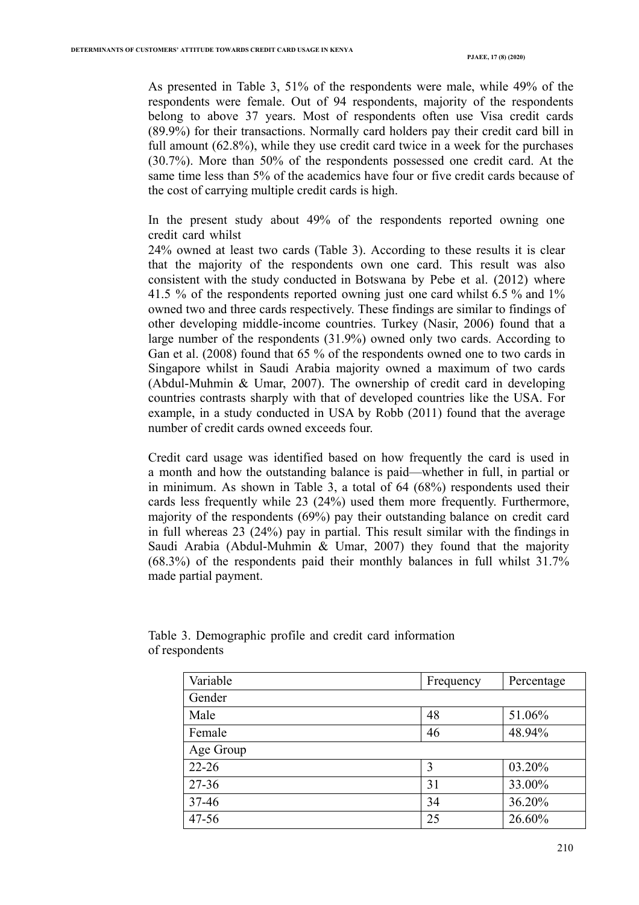As presented in Table 3, 51% of the respondents were male, while 49% of the respondents were female. Out of 94 respondents, majority of the respondents belong to above 37 years. Most of respondents often use Visa credit cards (89.9%) for their transactions. Normally card holders pay their credit card bill in full amount (62.8%), while they use credit card twice in a week for the purchases (30.7%). More than 50% of the respondents possessed one credit card. At the same time less than 5% of the academics have four or five credit cards because of the cost of carrying multiple credit cards is high.

In the present study about 49% of the respondents reported owning one credit card whilst 24% owned at least two cards (Table 3). According to these results it is clear that the majority of the respondents own one card. This result was also consistent with the study conducted in Botswana by Pebe et al. (2012) where 41.5 % of the respondents reported owning just one card whilst 6.5 % and 1% owned two and three cards respectively. These findings are similar to findings of other developing middle-income countries. Turkey (Nasir, 2006) found that a large number of the respondents (31.9%) owned only two cards. According to Gan et al. (2008) found that 65 % of the respondents owned one to two cards in Singapore whilst in Saudi Arabia majority owned a maximum of two cards (Abdul-Muhmin & Umar, 2007). The ownership of credit card in developing countries contrasts sharply with that of developed countries like the USA. For example, in a study conducted in USA by Robb (2011) found that the average number of credit cards owned exceeds four.

Credit card usage was identified based on how frequently the card is used in a month and how the outstanding balance is paid—whether in full, in partial or in minimum. As shown in Table 3, a total of 64 (68%) respondents used their cards less frequently while 23 (24%) used them more frequently. Furthermore, majority of the respondents (69%) pay their outstanding balance on credit card in full whereas 23 (24%) pay in partial. This result similar with the findings in Saudi Arabia (Abdul-Muhmin & Umar, 2007) they found that the majority (68.3%) of the respondents paid their monthly balances in full whilst 31.7% made partial payment.

Table 3. Demographic profile and credit card information of respondents

| Variable | Frequency | Percentage |
|---|---|---|
| Gender | | |
| Male | 48 | 51.06% |
| Female | 46 | 48.94% |
| Age Group | | |
| 22-26 | 3 | 03.20% |
| 27-36 | 31 | 33.00% |
| 37-46 | 34 | 36.20% |
| 47-56 | 25 | 26.60% |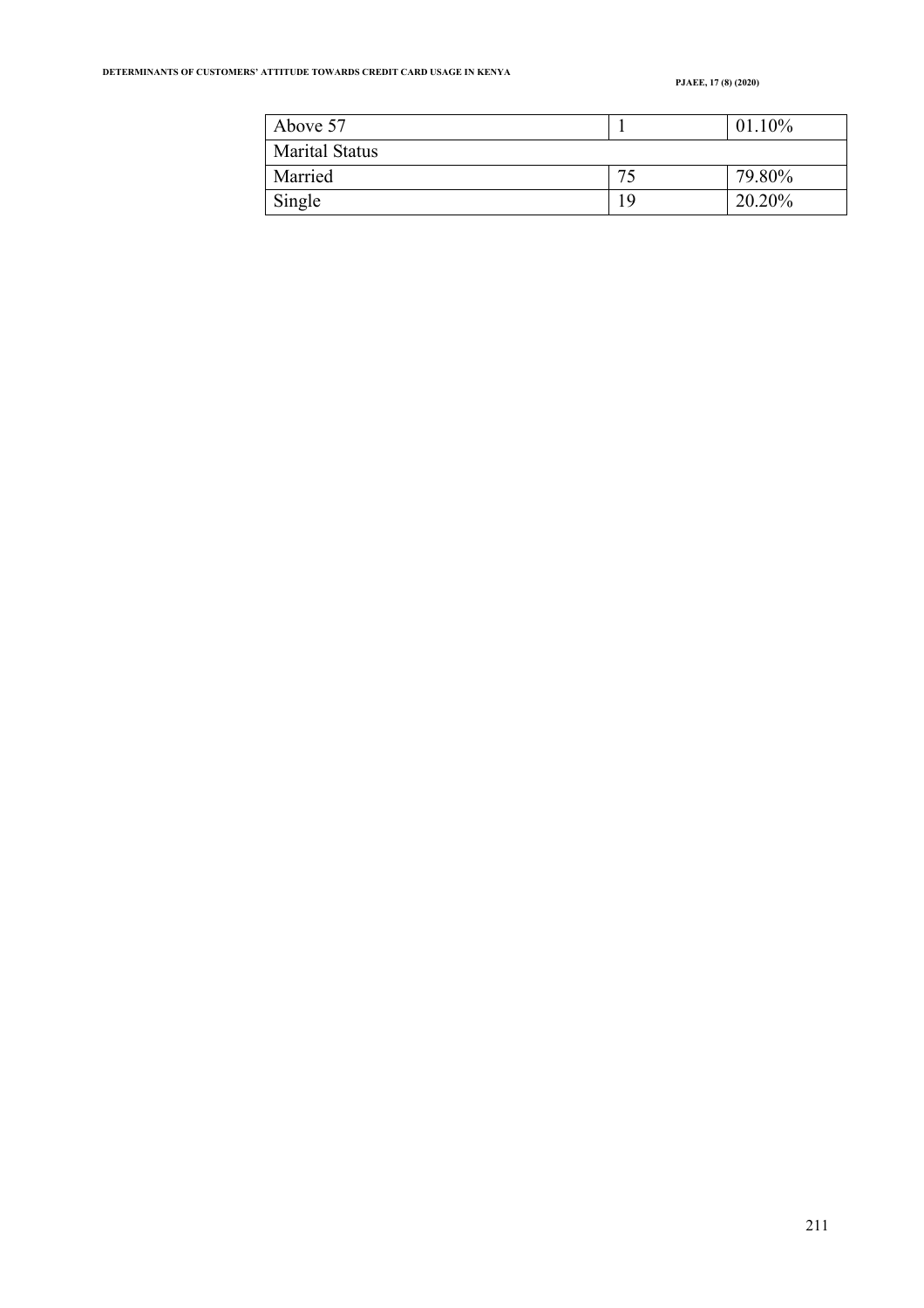| Above 57 | 1 | 01.10% |
|---|---|---|
| Marital Status | | |
| Married | 75 | 79.80% |
| Single | 19 | 20.20% |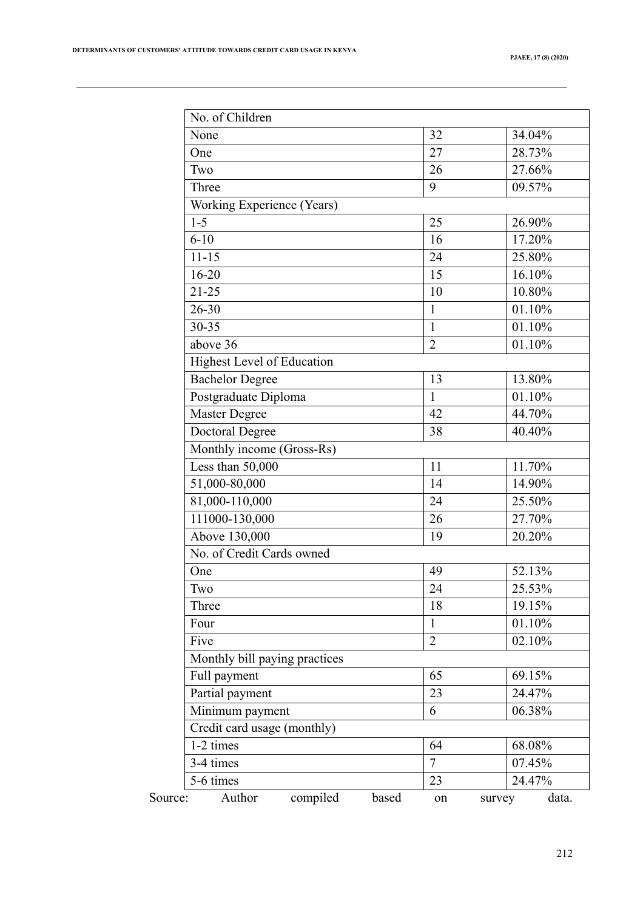| No. of Children | | |
|---|---|---|
| None | 32 | 34.04% |
| One | 27 | 28.73% |
| Two | 26 | 27.66% |
| Three | 9 | 09.57% |
| Working Experience (Years) | | |
| 1-5 | 25 | 26.90% |
| 6-10 | 16 | 17.20% |
| 11-15 | 24 | 25.80% |
| 16-20 | 15 | 16.10% |
| 21-25 | 10 | 10.80% |
| 26-30 | 1 | 01.10% |
| 30-35 | 1 | 01.10% |
| above 36 | 2 | 01.10% |
| Highest Level of Education | | |
| Bachelor Degree | 13 | 13.80% |
| Postgraduate Diploma | 1 | 01.10% |
| Master Degree | 42 | 44.70% |
| Doctoral Degree | 38 | 40.40% |
| Monthly income (Gross-Rs) | | |
| Less than 50,000 | 11 | 11.70% |
| 51,000-80,000 | 14 | 14.90% |
| 81,000-110,000 | 24 | 25.50% |
| 111000-130,000 | 26 | 27.70% |
| Above 130,000 | 19 | 20.20% |
| No. of Credit Cards owned | | |
| One | 49 | 52.13% |
| Two | 24 | 25.53% |
| Three | 18 | 19.15% |
| Four | 1 | 01.10% |
| Five | 2 | 02.10% |
| Monthly bill paying practices | | |
| Full payment | 65 | 69.15% |
| Partial payment | 23 | 24.47% |
| Minimum payment | 6 | 06.38% |
| Credit card usage (monthly) | | |
| 1-2 times | 64 | 68.08% |
| 3-4 times | 7 | 07.45% |
| 5-6 times | 23 | 24.47% |

Source: Author compiled based on survey data.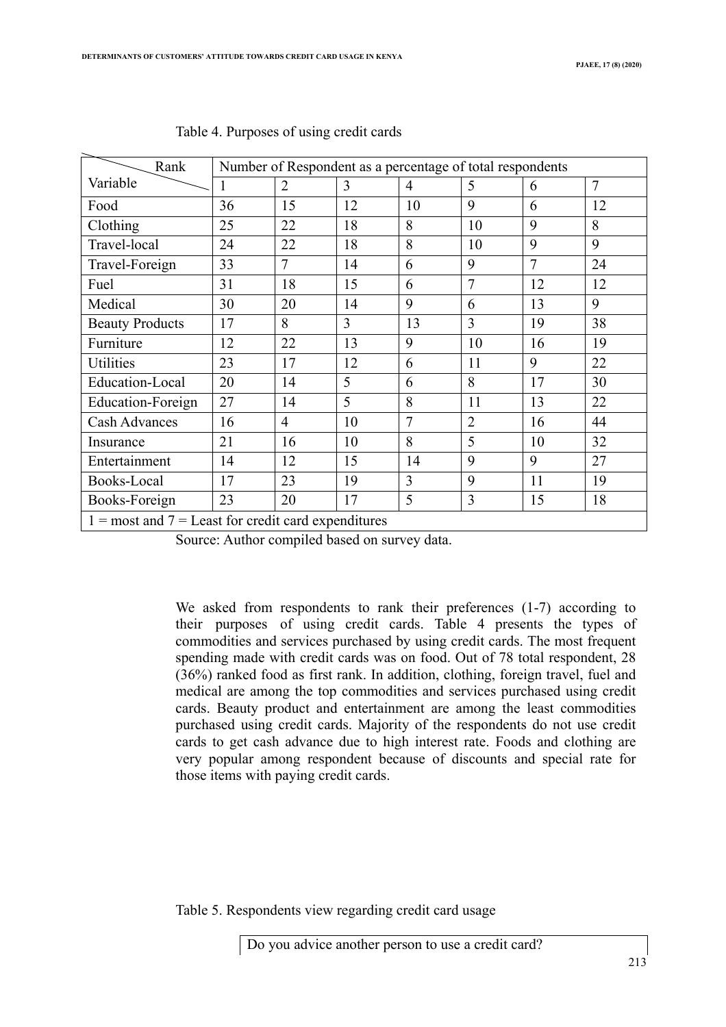Table 4. Purposes of using credit cards

| Variable \ Rank | Number of Respondent as a percentage of total respondents | | | | | | |
|---|---|---|---|---|---|---|---|
| | 1 | 2 | 3 | 4 | 5 | 6 | 7 |
| Food | 36 | 15 | 12 | 10 | 9 | 6 | 12 |
| Clothing | 25 | 22 | 18 | 8 | 10 | 9 | 8 |
| Travel-local | 24 | 22 | 18 | 8 | 10 | 9 | 9 |
| Travel-Foreign | 33 | 7 | 14 | 6 | 9 | 7 | 24 |
| Fuel | 31 | 18 | 15 | 6 | 7 | 12 | 12 |
| Medical | 30 | 20 | 14 | 9 | 6 | 13 | 9 |
| Beauty Products | 17 | 8 | 3 | 13 | 3 | 19 | 38 |
| Furniture | 12 | 22 | 13 | 9 | 10 | 16 | 19 |
| Utilities | 23 | 17 | 12 | 6 | 11 | 9 | 22 |
| Education-Local | 20 | 14 | 5 | 6 | 8 | 17 | 30 |
| Education-Foreign | 27 | 14 | 5 | 8 | 11 | 13 | 22 |
| Cash Advances | 16 | 4 | 10 | 7 | 2 | 16 | 44 |
| Insurance | 21 | 16 | 10 | 8 | 5 | 10 | 32 |
| Entertainment | 14 | 12 | 15 | 14 | 9 | 9 | 27 |
| Books-Local | 17 | 23 | 19 | 3 | 9 | 11 | 19 |
| Books-Foreign | 23 | 20 | 17 | 5 | 3 | 15 | 18 |
| 1 = most and 7 = Least for credit card expenditures | | | | | | | |

Source: Author compiled based on survey data.

We asked from respondents to rank their preferences (1-7) according to their purposes of using credit cards. Table 4 presents the types of commodities and services purchased by using credit cards. The most frequent spending made with credit cards was on food. Out of 78 total respondent, 28 (36%) ranked food as first rank. In addition, clothing, foreign travel, fuel and medical are among the top commodities and services purchased using credit cards. Beauty product and entertainment are among the least commodities purchased using credit cards. Majority of the respondents do not use credit cards to get cash advance due to high interest rate. Foods and clothing are very popular among respondent because of discounts and special rate for those items with paying credit cards.

Table 5. Respondents view regarding credit card usage

| Do you advice another person to use a credit card? |
|---|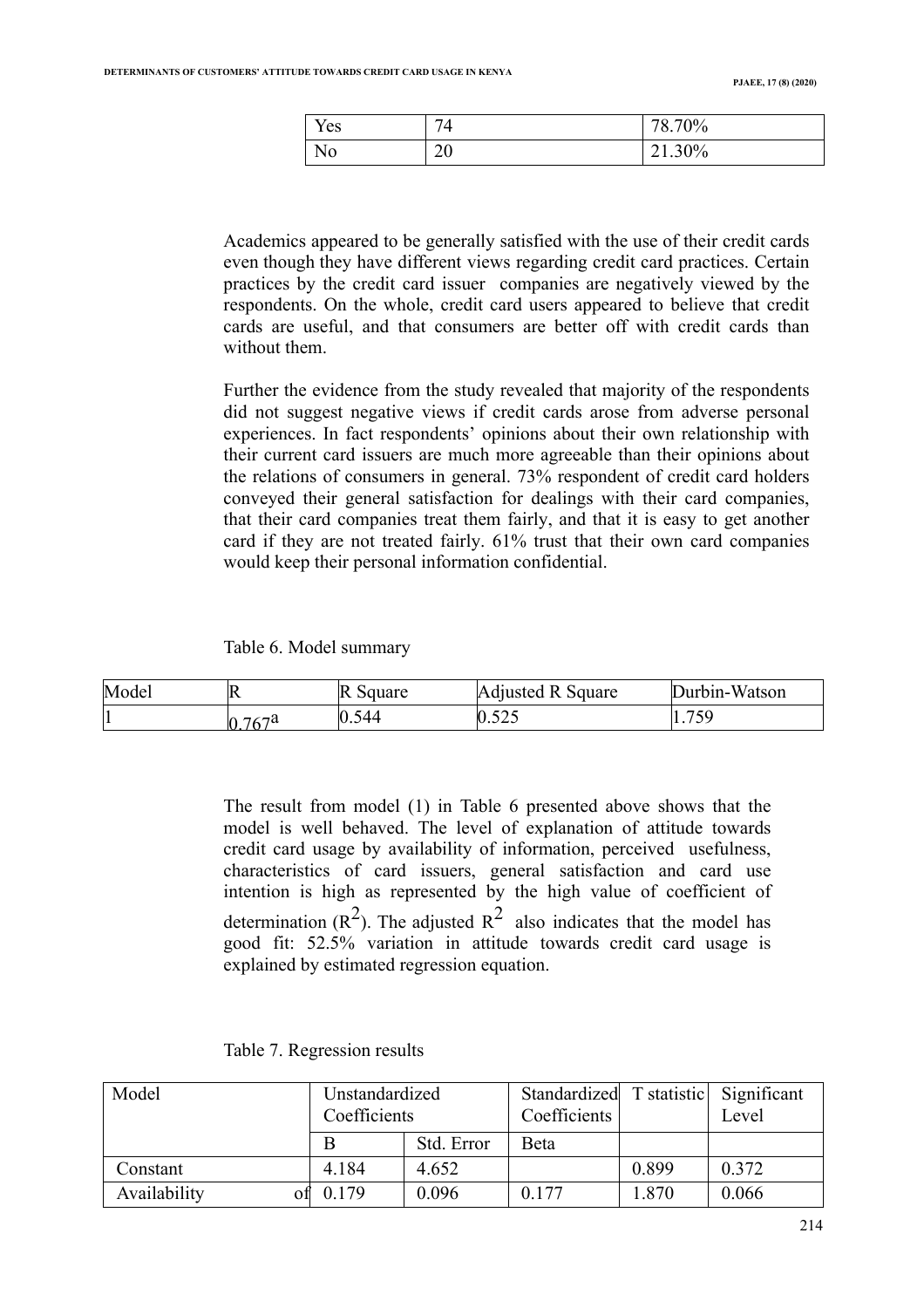| Yes | 74 | 78.70% |
|---|---|---|
| No | 20 | 21.30% |

Academics appeared to be generally satisfied with the use of their credit cards even though they have different views regarding credit card practices. Certain practices by the credit card issuer companies are negatively viewed by the respondents. On the whole, credit card users appeared to believe that credit cards are useful, and that consumers are better off with credit cards than without them.

Further the evidence from the study revealed that majority of the respondents did not suggest negative views if credit cards arose from adverse personal experiences. In fact respondents' opinions about their own relationship with their current card issuers are much more agreeable than their opinions about the relations of consumers in general. 73% respondent of credit card holders conveyed their general satisfaction for dealings with their card companies, that their card companies treat them fairly, and that it is easy to get another card if they are not treated fairly. 61% trust that their own card companies would keep their personal information confidential.

Table 6. Model summary

| Model | R | R Square | Adjusted R Square | Durbin-Watson |
|---|---|---|---|---|
| 1 | 0.767[a] | 0.544 | 0.525 | 1.759 |

The result from model (1) in Table 6 presented above shows that the model is well behaved. The level of explanation of attitude towards credit card usage by availability of information, perceived usefulness, characteristics of card issuers, general satisfaction and card use intention is high as represented by the high value of coefficient of determination ($R^2$). The adjusted $R^2$ also indicates that the model has good fit: 52.5% variation in attitude towards credit card usage is explained by estimated regression equation.

Table 7. Regression results

| Model | Unstandardized Coefficients | | Standardized Coefficients | T statistic | Significant Level |
|---|---|---|---|---|---|
| | B | Std. Error | Beta | | |
| Constant | 4.184 | 4.652 | | 0.899 | 0.372 |
| Availability of | 0.179 | 0.096 | 0.177 | 1.870 | 0.066 |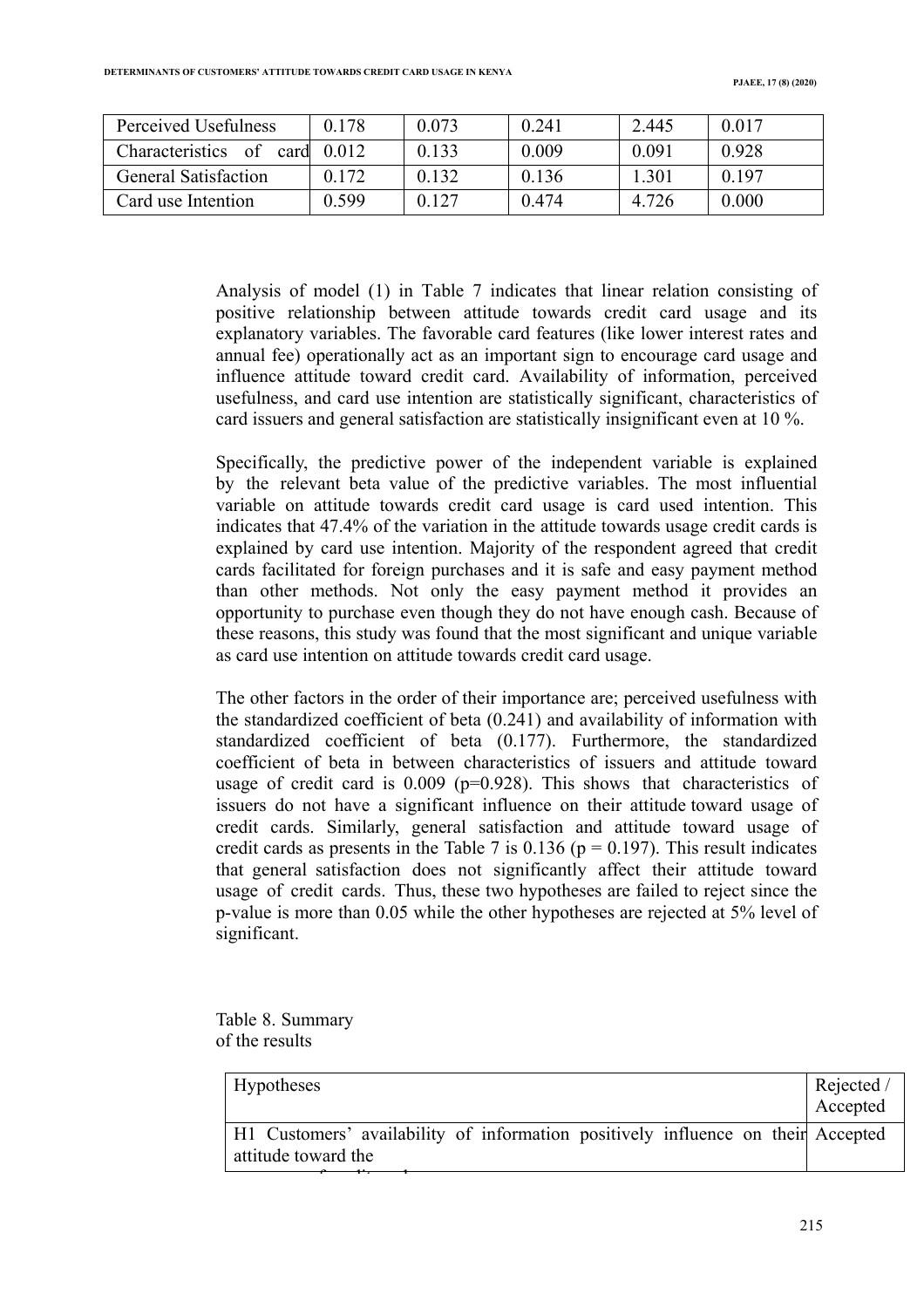| Perceived Usefulness | 0.178 | 0.073 | 0.241 | 2.445 | 0.017 |
|---|---|---|---|---|---|
| Characteristics of card | 0.012 | 0.133 | 0.009 | 0.091 | 0.928 |
| General Satisfaction | 0.172 | 0.132 | 0.136 | 1.301 | 0.197 |
| Card use Intention | 0.599 | 0.127 | 0.474 | 4.726 | 0.000 |

Analysis of model (1) in Table 7 indicates that linear relation consisting of positive relationship between attitude towards credit card usage and its explanatory variables. The favorable card features (like lower interest rates and annual fee) operationally act as an important sign to encourage card usage and influence attitude toward credit card. Availability of information, perceived usefulness, and card use intention are statistically significant, characteristics of card issuers and general satisfaction are statistically insignificant even at 10 %.

Specifically, the predictive power of the independent variable is explained by the relevant beta value of the predictive variables. The most influential variable on attitude towards credit card usage is card used intention. This indicates that 47.4% of the variation in the attitude towards usage credit cards is explained by card use intention. Majority of the respondent agreed that credit cards facilitated for foreign purchases and it is safe and easy payment method than other methods. Not only the easy payment method it provides an opportunity to purchase even though they do not have enough cash. Because of these reasons, this study was found that the most significant and unique variable as card use intention on attitude towards credit card usage.

The other factors in the order of their importance are; perceived usefulness with the standardized coefficient of beta (0.241) and availability of information with standardized coefficient of beta (0.177). Furthermore, the standardized coefficient of beta in between characteristics of issuers and attitude toward usage of credit card is 0.009 ($p=0.928$). This shows that characteristics of issuers do not have a significant influence on their attitude toward usage of credit cards. Similarly, general satisfaction and attitude toward usage of credit cards as presents in the Table 7 is 0.136 ($p = 0.197$). This result indicates that general satisfaction does not significantly affect their attitude toward usage of credit cards. Thus, these two hypotheses are failed to reject since the p-value is more than 0.05 while the other hypotheses are rejected at 5% level of significant.

Table 8. Summary of the results

| Hypotheses | Rejected / Accepted |
|---|---|
| H1 Customers' availability of information positively influence on their attitude toward the | Accepted |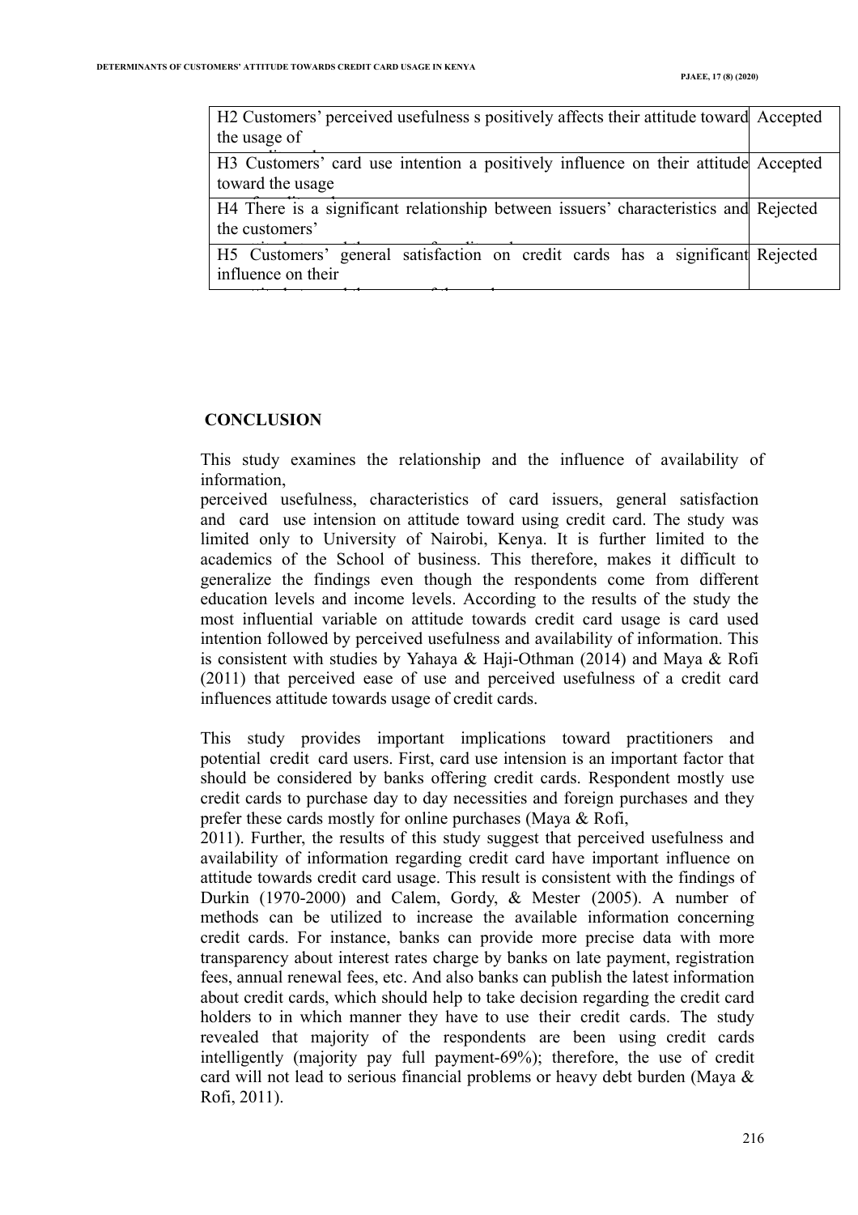| | |
|---|---|
| H2 Customers' perceived usefulness s positively affects their attitude toward the usage of | Accepted |
| H3 Customers' card use intention a positively influence on their attitude toward the usage | Accepted |
| H4 There is a significant relationship between issuers' characteristics and the customers' | Rejected |
| H5 Customers' general satisfaction on credit cards has a significant influence on their | Rejected |

## CONCLUSION

This study examines the relationship and the influence of availability of information, perceived usefulness, characteristics of card issuers, general satisfaction and card use intension on attitude toward using credit card. The study was limited only to University of Nairobi, Kenya. It is further limited to the academics of the School of business. This therefore, makes it difficult to generalize the findings even though the respondents come from different education levels and income levels. According to the results of the study the most influential variable on attitude towards credit card usage is card used intention followed by perceived usefulness and availability of information. This is consistent with studies by Yahaya & Haji-Othman (2014) and Maya & Rofi (2011) that perceived ease of use and perceived usefulness of a credit card influences attitude towards usage of credit cards.

This study provides important implications toward practitioners and potential credit card users. First, card use intension is an important factor that should be considered by banks offering credit cards. Respondent mostly use credit cards to purchase day to day necessities and foreign purchases and they prefer these cards mostly for online purchases (Maya & Rofi, 2011). Further, the results of this study suggest that perceived usefulness and availability of information regarding credit card have important influence on attitude towards credit card usage. This result is consistent with the findings of Durkin (1970-2000) and Calem, Gordy, & Mester (2005). A number of methods can be utilized to increase the available information concerning credit cards. For instance, banks can provide more precise data with more transparency about interest rates charge by banks on late payment, registration fees, annual renewal fees, etc. And also banks can publish the latest information about credit cards, which should help to take decision regarding the credit card holders to in which manner they have to use their credit cards. The study revealed that majority of the respondents are been using credit cards intelligently (majority pay full payment-69%); therefore, the use of credit card will not lead to serious financial problems or heavy debt burden (Maya & Rofi, 2011).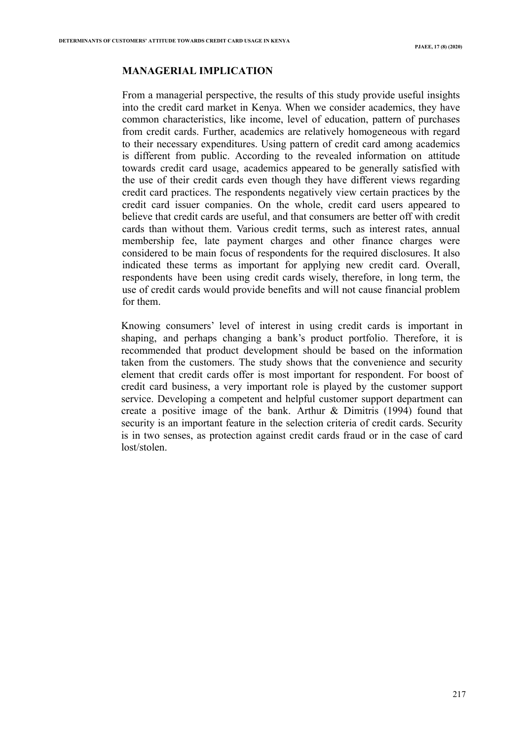## MANAGERIAL IMPLICATION

From a managerial perspective, the results of this study provide useful insights into the credit card market in Kenya. When we consider academics, they have common characteristics, like income, level of education, pattern of purchases from credit cards. Further, academics are relatively homogeneous with regard to their necessary expenditures. Using pattern of credit card among academics is different from public. According to the revealed information on attitude towards credit card usage, academics appeared to be generally satisfied with the use of their credit cards even though they have different views regarding credit card practices. The respondents negatively view certain practices by the credit card issuer companies. On the whole, credit card users appeared to believe that credit cards are useful, and that consumers are better off with credit cards than without them. Various credit terms, such as interest rates, annual membership fee, late payment charges and other finance charges were considered to be main focus of respondents for the required disclosures. It also indicated these terms as important for applying new credit card. Overall, respondents have been using credit cards wisely, therefore, in long term, the use of credit cards would provide benefits and will not cause financial problem for them.

Knowing consumers' level of interest in using credit cards is important in shaping, and perhaps changing a bank's product portfolio. Therefore, it is recommended that product development should be based on the information taken from the customers. The study shows that the convenience and security element that credit cards offer is most important for respondent. For boost of credit card business, a very important role is played by the customer support service. Developing a competent and helpful customer support department can create a positive image of the bank. Arthur & Dimitris (1994) found that security is an important feature in the selection criteria of credit cards. Security is in two senses, as protection against credit cards fraud or in the case of card lost/stolen.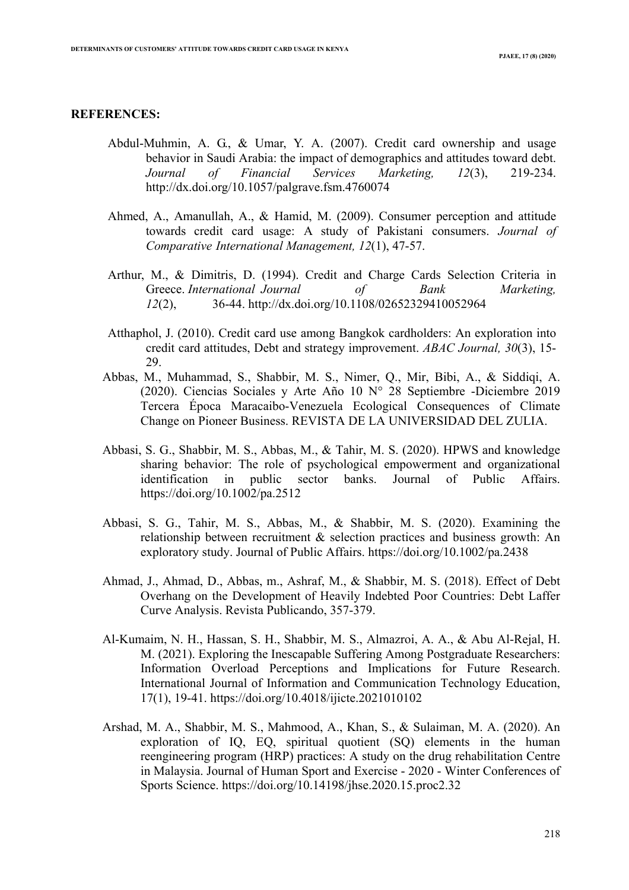**REFERENCES:**

Abdul-Muhmin, A. G., & Umar, Y. A. (2007). Credit card ownership and usage behavior in Saudi Arabia: the impact of demographics and attitudes toward debt. *Journal of Financial Services Marketing, 12*(3), 219-234. http://dx.doi.org/10.1057/palgrave.fsm.4760074

Ahmed, A., Amanullah, A., & Hamid, M. (2009). Consumer perception and attitude towards credit card usage: A study of Pakistani consumers. *Journal of Comparative International Management, 12*(1), 47-57.

Arthur, M., & Dimitris, D. (1994). Credit and Charge Cards Selection Criteria in Greece. *International Journal of Bank Marketing, 12*(2), 36-44. http://dx.doi.org/10.1108/02652329410052964

Atthaphol, J. (2010). Credit card use among Bangkok cardholders: An exploration into credit card attitudes, Debt and strategy improvement. *ABAC Journal, 30*(3), 15-29.

Abbas, M., Muhammad, S., Shabbir, M. S., Nimer, Q., Mir, Bibi, A., & Siddiqi, A. (2020). Ciencias Sociales y Arte Año 10 N° 28 Septiembre -Diciembre 2019 Tercera Época Maracaibo-Venezuela Ecological Consequences of Climate Change on Pioneer Business. REVISTA DE LA UNIVERSIDAD DEL ZULIA.

Abbasi, S. G., Shabbir, M. S., Abbas, M., & Tahir, M. S. (2020). HPWS and knowledge sharing behavior: The role of psychological empowerment and organizational identification in public sector banks. Journal of Public Affairs. https://doi.org/10.1002/pa.2512

Abbasi, S. G., Tahir, M. S., Abbas, M., & Shabbir, M. S. (2020). Examining the relationship between recruitment & selection practices and business growth: An exploratory study. Journal of Public Affairs. https://doi.org/10.1002/pa.2438

Ahmad, J., Ahmad, D., Abbas, m., Ashraf, M., & Shabbir, M. S. (2018). Effect of Debt Overhang on the Development of Heavily Indebted Poor Countries: Debt Laffer Curve Analysis. Revista Publicando, 357-379.

Al-Kumaim, N. H., Hassan, S. H., Shabbir, M. S., Almazroi, A. A., & Abu Al-Rejal, H. M. (2021). Exploring the Inescapable Suffering Among Postgraduate Researchers: Information Overload Perceptions and Implications for Future Research. International Journal of Information and Communication Technology Education, 17(1), 19-41. https://doi.org/10.4018/ijicte.2021010102

Arshad, M. A., Shabbir, M. S., Mahmood, A., Khan, S., & Sulaiman, M. A. (2020). An exploration of IQ, EQ, spiritual quotient (SQ) elements in the human reengineering program (HRP) practices: A study on the drug rehabilitation Centre in Malaysia. Journal of Human Sport and Exercise - 2020 - Winter Conferences of Sports Science. https://doi.org/10.14198/jhse.2020.15.proc2.32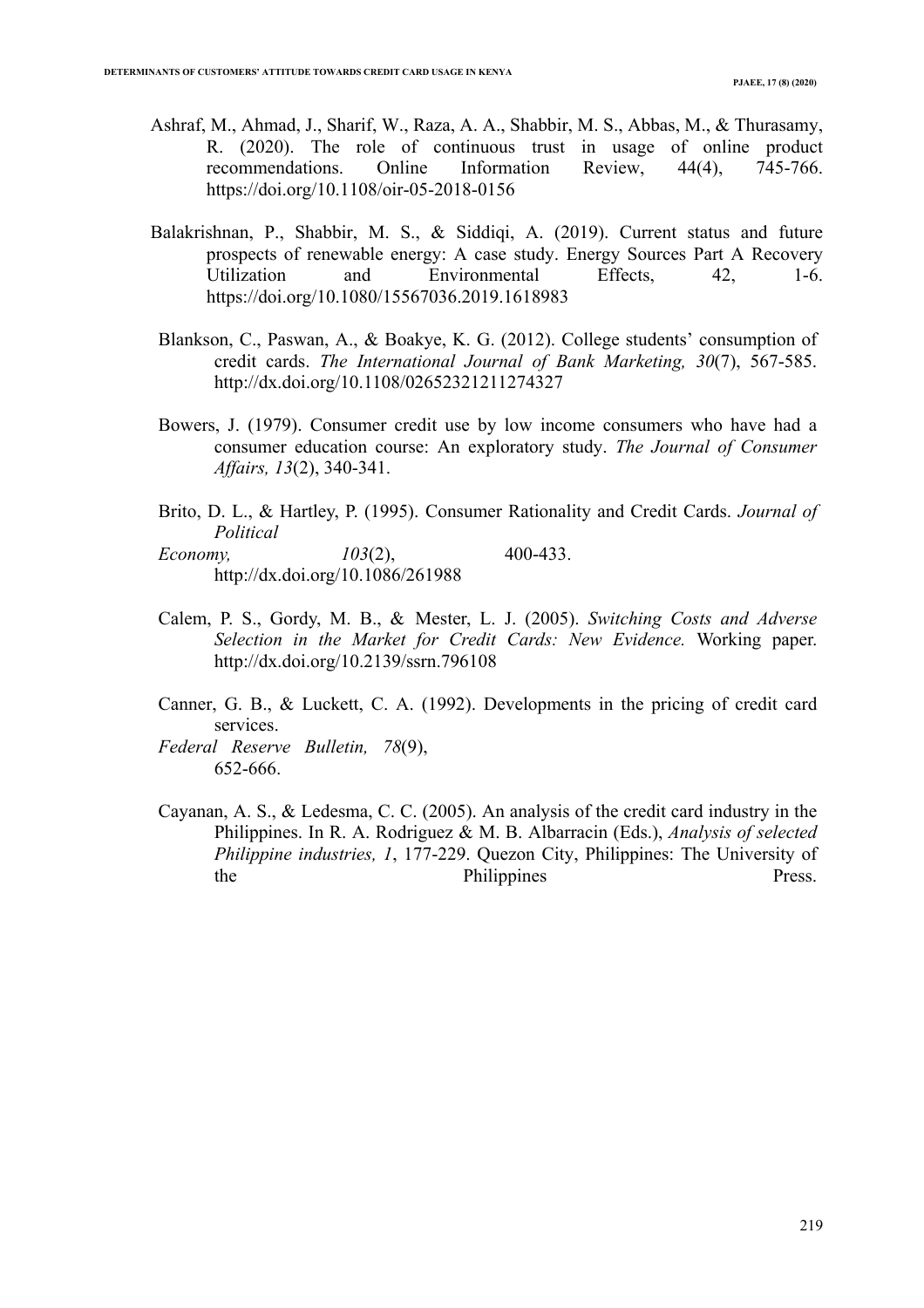Ashraf, M., Ahmad, J., Sharif, W., Raza, A. A., Shabbir, M. S., Abbas, M., & Thurasamy, R. (2020). The role of continuous trust in usage of online product recommendations. Online Information Review, 44(4), 745-766. https://doi.org/10.1108/oir-05-2018-0156

Balakrishnan, P., Shabbir, M. S., & Siddiqi, A. (2019). Current status and future prospects of renewable energy: A case study. Energy Sources Part A Recovery Utilization and Environmental Effects, 42, 1-6. https://doi.org/10.1080/15567036.2019.1618983

Blankson, C., Paswan, A., & Boakye, K. G. (2012). College students' consumption of credit cards. *The International Journal of Bank Marketing, 30*(7), 567-585. http://dx.doi.org/10.1108/02652321211274327

Bowers, J. (1979). Consumer credit use by low income consumers who have had a consumer education course: An exploratory study. *The Journal of Consumer Affairs, 13*(2), 340-341.

Brito, D. L., & Hartley, P. (1995). Consumer Rationality and Credit Cards. *Journal of Political Economy, 103*(2), 400-433. http://dx.doi.org/10.1086/261988

Calem, P. S., Gordy, M. B., & Mester, L. J. (2005). *Switching Costs and Adverse Selection in the Market for Credit Cards: New Evidence.* Working paper. http://dx.doi.org/10.2139/ssrn.796108

Canner, G. B., & Luckett, C. A. (1992). Developments in the pricing of credit card services. *Federal Reserve Bulletin, 78*(9), 652-666.

Cayanan, A. S., & Ledesma, C. C. (2005). An analysis of the credit card industry in the Philippines. In R. A. Rodriguez & M. B. Albarracin (Eds.), *Analysis of selected Philippine industries, 1*, 177-229. Quezon City, Philippines: The University of the Philippines Press.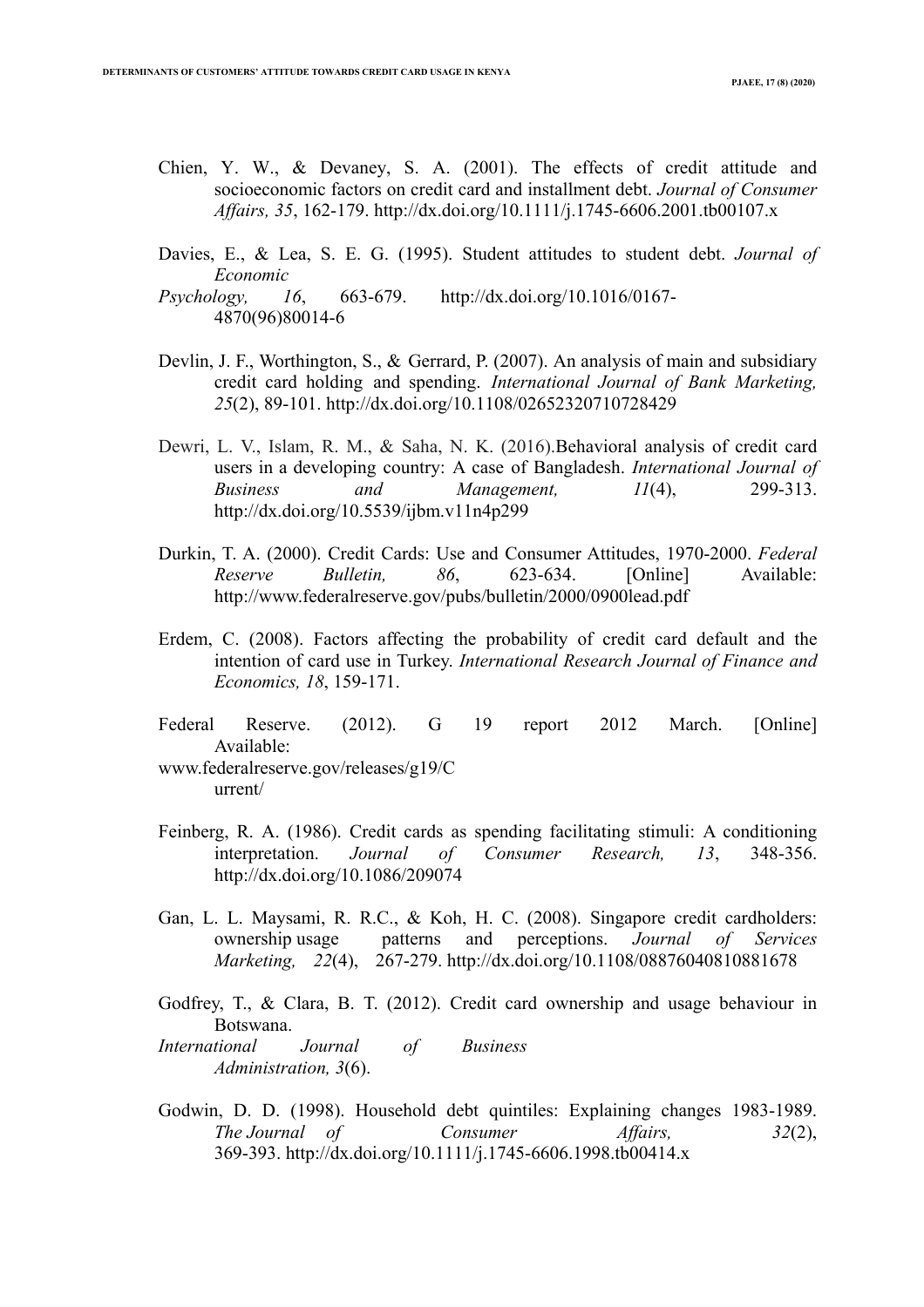Chien, Y. W., & Devaney, S. A. (2001). The effects of credit attitude and socioeconomic factors on credit card and installment debt. *Journal of Consumer Affairs, 35*, 162-179. http://dx.doi.org/10.1111/j.1745-6606.2001.tb00107.x

Davies, E., & Lea, S. E. G. (1995). Student attitudes to student debt. *Journal of Economic Psychology, 16*, 663-679. http://dx.doi.org/10.1016/0167-4870(96)80014-6

Devlin, J. F., Worthington, S., & Gerrard, P. (2007). An analysis of main and subsidiary credit card holding and spending. *International Journal of Bank Marketing, 25*(2), 89-101. http://dx.doi.org/10.1108/02652320710728429

Dewri, L. V., Islam, R. M., & Saha, N. K. (2016).Behavioral analysis of credit card users in a developing country: A case of Bangladesh. *International Journal of Business and Management, 11*(4), 299-313. http://dx.doi.org/10.5539/ijbm.v11n4p299

Durkin, T. A. (2000). Credit Cards: Use and Consumer Attitudes, 1970-2000. *Federal Reserve Bulletin, 86*, 623-634. [Online] Available: http://www.federalreserve.gov/pubs/bulletin/2000/0900lead.pdf

Erdem, C. (2008). Factors affecting the probability of credit card default and the intention of card use in Turkey. *International Research Journal of Finance and Economics, 18*, 159-171.

Federal Reserve. (2012). G 19 report 2012 March. [Online] Available: www.federalreserve.gov/releases/g19/Current/

Feinberg, R. A. (1986). Credit cards as spending facilitating stimuli: A conditioning interpretation. *Journal of Consumer Research, 13*, 348-356. http://dx.doi.org/10.1086/209074

Gan, L. L. Maysami, R. R.C., & Koh, H. C. (2008). Singapore credit cardholders: ownership usage patterns and perceptions. *Journal of Services Marketing, 22*(4), 267-279. http://dx.doi.org/10.1108/08876040810881678

Godfrey, T., & Clara, B. T. (2012). Credit card ownership and usage behaviour in Botswana. *International Journal of Business Administration, 3*(6).

Godwin, D. D. (1998). Household debt quintiles: Explaining changes 1983-1989. *The Journal of Consumer Affairs, 32*(2), 369-393. http://dx.doi.org/10.1111/j.1745-6606.1998.tb00414.x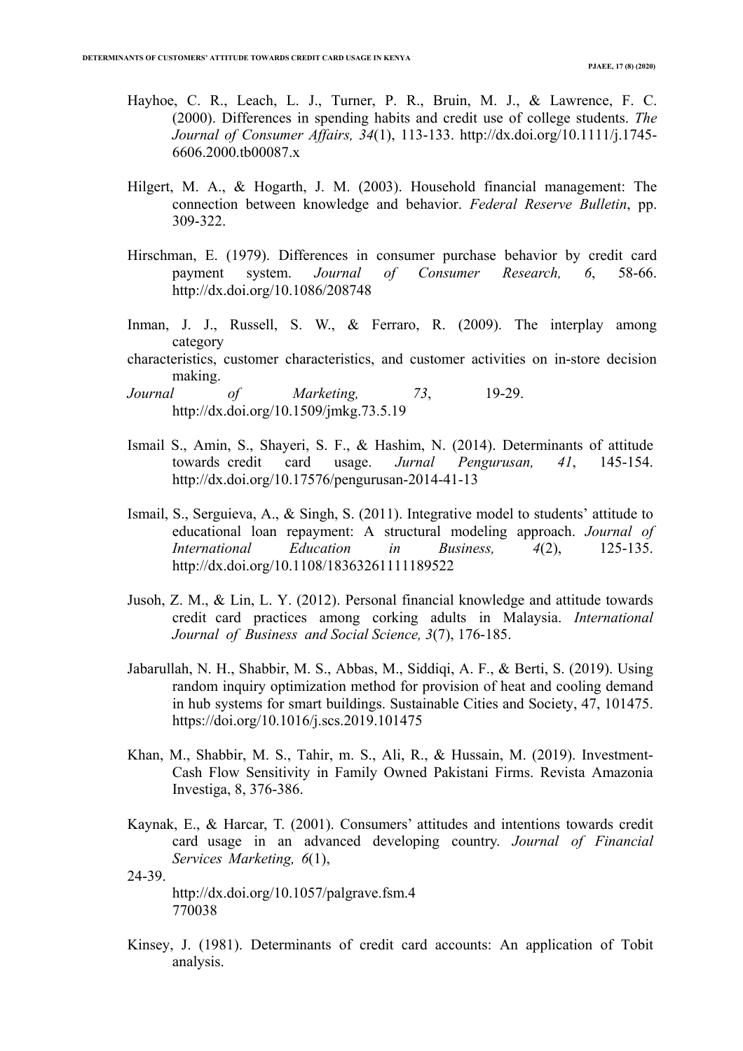Hayhoe, C. R., Leach, L. J., Turner, P. R., Bruin, M. J., & Lawrence, F. C. (2000). Differences in spending habits and credit use of college students. *The Journal of Consumer Affairs, 34*(1), 113-133. http://dx.doi.org/10.1111/j.1745-6606.2000.tb00087.x

Hilgert, M. A., & Hogarth, J. M. (2003). Household financial management: The connection between knowledge and behavior. *Federal Reserve Bulletin*, pp. 309-322.

Hirschman, E. (1979). Differences in consumer purchase behavior by credit card payment system. *Journal of Consumer Research, 6*, 58-66. http://dx.doi.org/10.1086/208748

Inman, J. J., Russell, S. W., & Ferraro, R. (2009). The interplay among category characteristics, customer characteristics, and customer activities on in-store decision making. *Journal of Marketing, 73*, 19-29. http://dx.doi.org/10.1509/jmkg.73.5.19

Ismail S., Amin, S., Shayeri, S. F., & Hashim, N. (2014). Determinants of attitude towards credit card usage. *Jurnal Pengurusan, 41*, 145-154. http://dx.doi.org/10.17576/pengurusan-2014-41-13

Ismail, S., Serguieva, A., & Singh, S. (2011). Integrative model to students' attitude to educational loan repayment: A structural modeling approach. *Journal of International Education in Business, 4*(2), 125-135. http://dx.doi.org/10.1108/18363261111189522

Jusoh, Z. M., & Lin, L. Y. (2012). Personal financial knowledge and attitude towards credit card practices among corking adults in Malaysia. *International Journal of Business and Social Science, 3*(7), 176-185.

Jabarullah, N. H., Shabbir, M. S., Abbas, M., Siddiqi, A. F., & Berti, S. (2019). Using random inquiry optimization method for provision of heat and cooling demand in hub systems for smart buildings. Sustainable Cities and Society, 47, 101475. https://doi.org/10.1016/j.scs.2019.101475

Khan, M., Shabbir, M. S., Tahir, m. S., Ali, R., & Hussain, M. (2019). Investment-Cash Flow Sensitivity in Family Owned Pakistani Firms. Revista Amazonia Investiga, 8, 376-386.

Kaynak, E., & Harcar, T. (2001). Consumers' attitudes and intentions towards credit card usage in an advanced developing country. *Journal of Financial Services Marketing, 6*(1), 24-39. http://dx.doi.org/10.1057/palgrave.fsm.4770038

Kinsey, J. (1981). Determinants of credit card accounts: An application of Tobit analysis.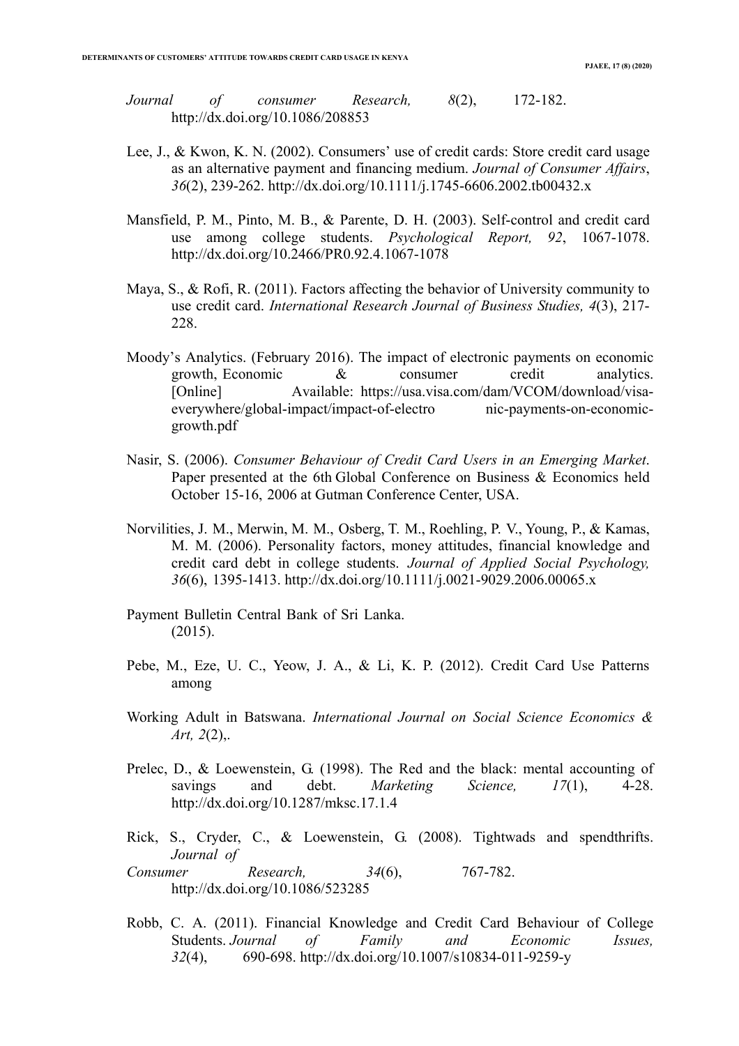*Journal of consumer Research, 8*(2), 172-182. http://dx.doi.org/10.1086/208853

Lee, J., & Kwon, K. N. (2002). Consumers' use of credit cards: Store credit card usage as an alternative payment and financing medium. *Journal of Consumer Affairs*, *36*(2), 239-262. http://dx.doi.org/10.1111/j.1745-6606.2002.tb00432.x

Mansfield, P. M., Pinto, M. B., & Parente, D. H. (2003). Self-control and credit card use among college students. *Psychological Report, 92*, 1067-1078. http://dx.doi.org/10.2466/PR0.92.4.1067-1078

Maya, S., & Rofi, R. (2011). Factors affecting the behavior of University community to use credit card. *International Research Journal of Business Studies, 4*(3), 217-228.

Moody's Analytics. (February 2016). The impact of electronic payments on economic growth, Economic & consumer credit analytics. [Online] Available: https://usa.visa.com/dam/VCOM/download/visa-everywhere/global-impact/impact-of-electro nic-payments-on-economic-growth.pdf

Nasir, S. (2006). *Consumer Behaviour of Credit Card Users in an Emerging Market*. Paper presented at the 6th Global Conference on Business & Economics held October 15-16, 2006 at Gutman Conference Center, USA.

Norvilities, J. M., Merwin, M. M., Osberg, T. M., Roehling, P. V., Young, P., & Kamas, M. M. (2006). Personality factors, money attitudes, financial knowledge and credit card debt in college students. *Journal of Applied Social Psychology, 36*(6), 1395-1413. http://dx.doi.org/10.1111/j.0021-9029.2006.00065.x

Payment Bulletin Central Bank of Sri Lanka. (2015).

Pebe, M., Eze, U. C., Yeow, J. A., & Li, K. P. (2012). Credit Card Use Patterns among

Working Adult in Batswana. *International Journal on Social Science Economics & Art, 2*(2),.

Prelec, D., & Loewenstein, G. (1998). The Red and the black: mental accounting of savings and debt. *Marketing Science, 17*(1), 4-28. http://dx.doi.org/10.1287/mksc.17.1.4

Rick, S., Cryder, C., & Loewenstein, G. (2008). Tightwads and spendthrifts. *Journal of Consumer Research, 34*(6), 767-782. http://dx.doi.org/10.1086/523285

Robb, C. A. (2011). Financial Knowledge and Credit Card Behaviour of College Students. *Journal of Family and Economic Issues, 32*(4), 690-698. http://dx.doi.org/10.1007/s10834-011-9259-y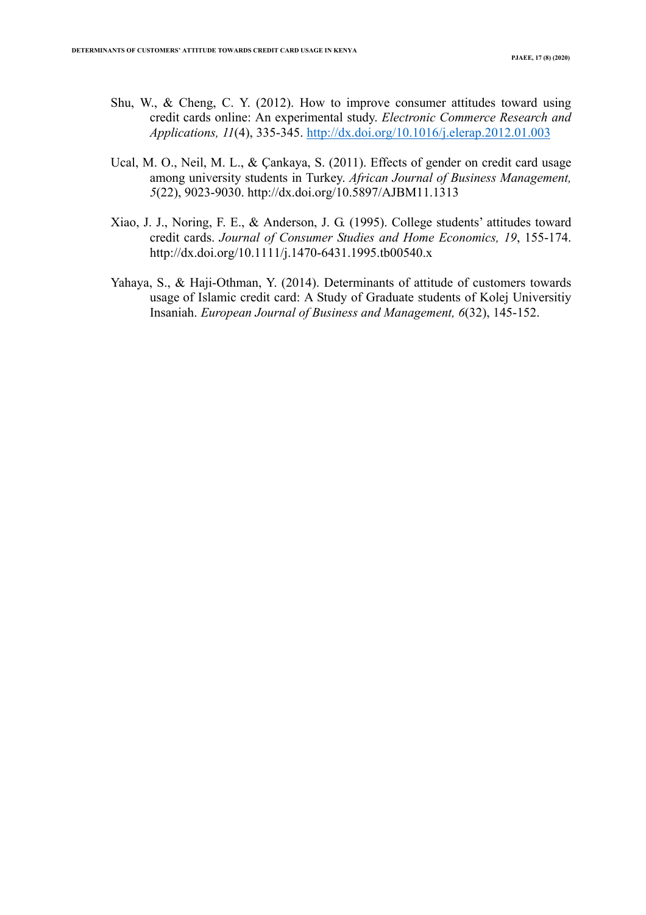Shu, W., & Cheng, C. Y. (2012). How to improve consumer attitudes toward using credit cards online: An experimental study. *Electronic Commerce Research and Applications, 11*(4), 335-345. http://dx.doi.org/10.1016/j.elerap.2012.01.003

Ucal, M. O., Neil, M. L., & Çankaya, S. (2011). Effects of gender on credit card usage among university students in Turkey. *African Journal of Business Management, 5*(22), 9023-9030. http://dx.doi.org/10.5897/AJBM11.1313

Xiao, J. J., Noring, F. E., & Anderson, J. G. (1995). College students' attitudes toward credit cards. *Journal of Consumer Studies and Home Economics, 19*, 155-174. http://dx.doi.org/10.1111/j.1470-6431.1995.tb00540.x

Yahaya, S., & Haji-Othman, Y. (2014). Determinants of attitude of customers towards usage of Islamic credit card: A Study of Graduate students of Kolej Universitiy Insaniah. *European Journal of Business and Management, 6*(32), 145-152.